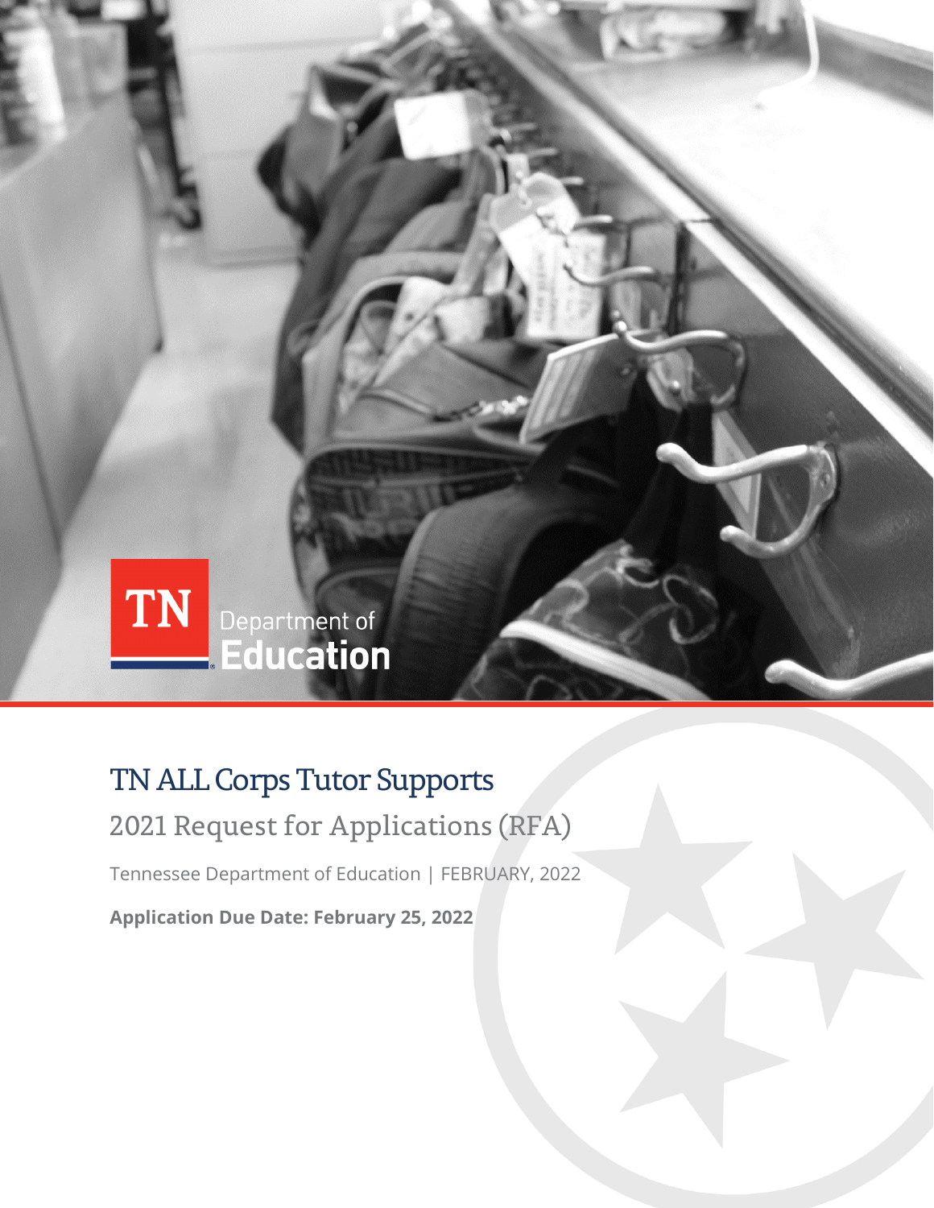TN Department of Education

# TN ALL Corps Tutor Supports

## 2021 Request for Applications (RFA)

Tennessee Department of Education | FEBRUARY, 2022

**Application Due Date: February 25, 2022**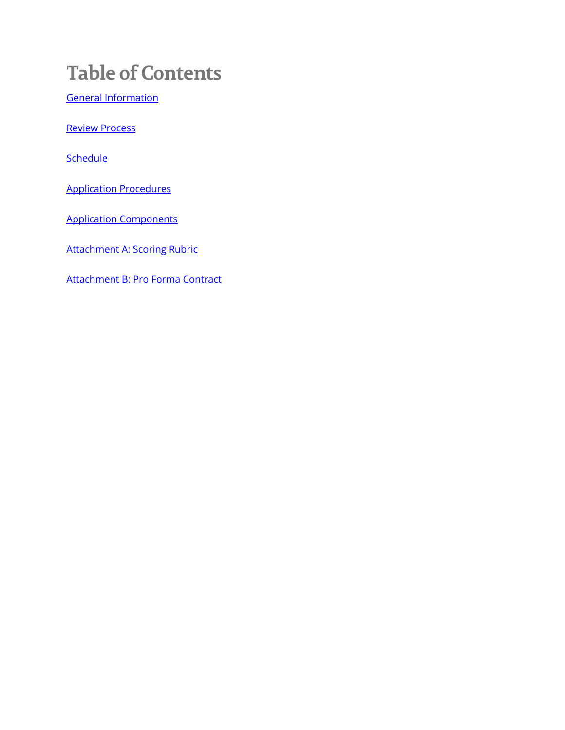# Table of Contents

General Information

Review Process

Schedule

Application Procedures

Application Components

Attachment A: Scoring Rubric

Attachment B: Pro Forma Contract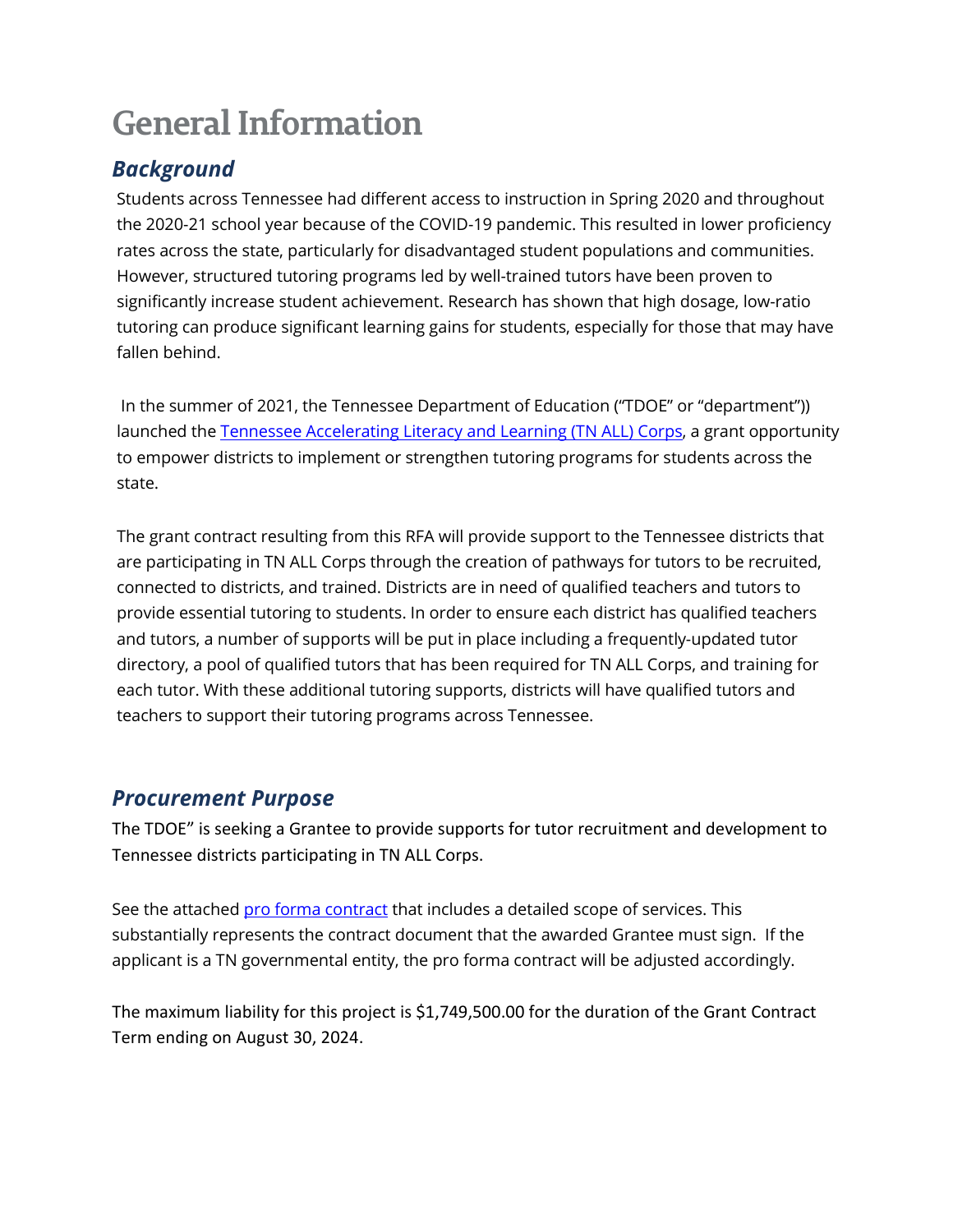# General Information

## *Background*

Students across Tennessee had different access to instruction in Spring 2020 and throughout the 2020-21 school year because of the COVID-19 pandemic. This resulted in lower proficiency rates across the state, particularly for disadvantaged student populations and communities. However, structured tutoring programs led by well-trained tutors have been proven to significantly increase student achievement. Research has shown that high dosage, low-ratio tutoring can produce significant learning gains for students, especially for those that may have fallen behind.

In the summer of 2021, the Tennessee Department of Education ("TDOE" or "department")) launched the Tennessee Accelerating Literacy and Learning (TN ALL) Corps, a grant opportunity to empower districts to implement or strengthen tutoring programs for students across the state.

The grant contract resulting from this RFA will provide support to the Tennessee districts that are participating in TN ALL Corps through the creation of pathways for tutors to be recruited, connected to districts, and trained. Districts are in need of qualified teachers and tutors to provide essential tutoring to students. In order to ensure each district has qualified teachers and tutors, a number of supports will be put in place including a frequently-updated tutor directory, a pool of qualified tutors that has been required for TN ALL Corps, and training for each tutor. With these additional tutoring supports, districts will have qualified tutors and teachers to support their tutoring programs across Tennessee.

## *Procurement Purpose*

The TDOE" is seeking a Grantee to provide supports for tutor recruitment and development to Tennessee districts participating in TN ALL Corps.

See the attached pro forma contract that includes a detailed scope of services. This substantially represents the contract document that the awarded Grantee must sign. If the applicant is a TN governmental entity, the pro forma contract will be adjusted accordingly.

The maximum liability for this project is $1,749,500.00 for the duration of the Grant Contract Term ending on August 30, 2024.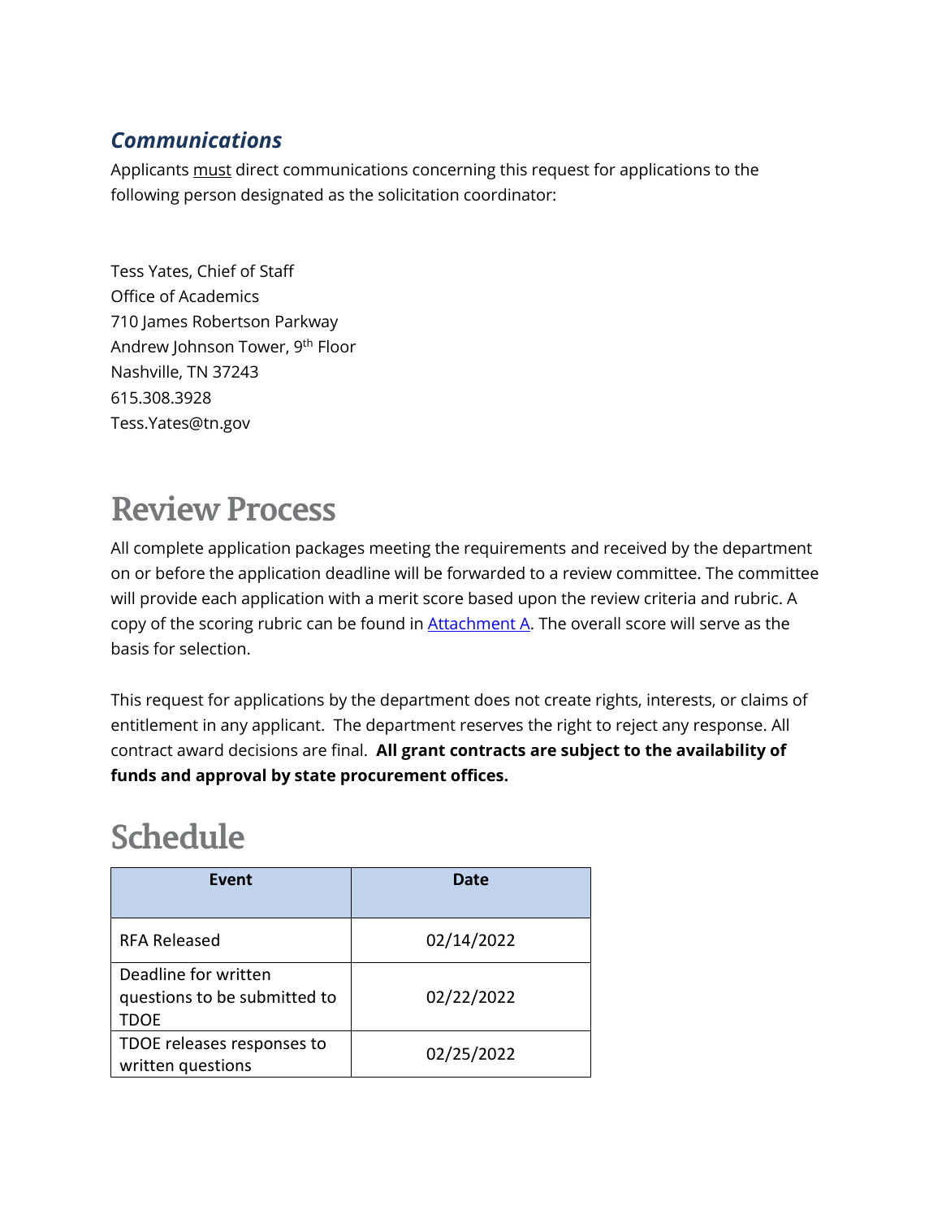### *Communications*

Applicants must direct communications concerning this request for applications to the following person designated as the solicitation coordinator:

Tess Yates, Chief of Staff
Office of Academics
710 James Robertson Parkway
Andrew Johnson Tower, 9th Floor
Nashville, TN 37243
615.308.3928
Tess.Yates@tn.gov

## Review Process

All complete application packages meeting the requirements and received by the department on or before the application deadline will be forwarded to a review committee. The committee will provide each application with a merit score based upon the review criteria and rubric. A copy of the scoring rubric can be found in Attachment A. The overall score will serve as the basis for selection.

This request for applications by the department does not create rights, interests, or claims of entitlement in any applicant. The department reserves the right to reject any response. All contract award decisions are final. **All grant contracts are subject to the availability of funds and approval by state procurement offices.**

## Schedule

| Event | Date |
|---|---|
| RFA Released | 02/14/2022 |
| Deadline for written questions to be submitted to TDOE | 02/22/2022 |
| TDOE releases responses to written questions | 02/25/2022 |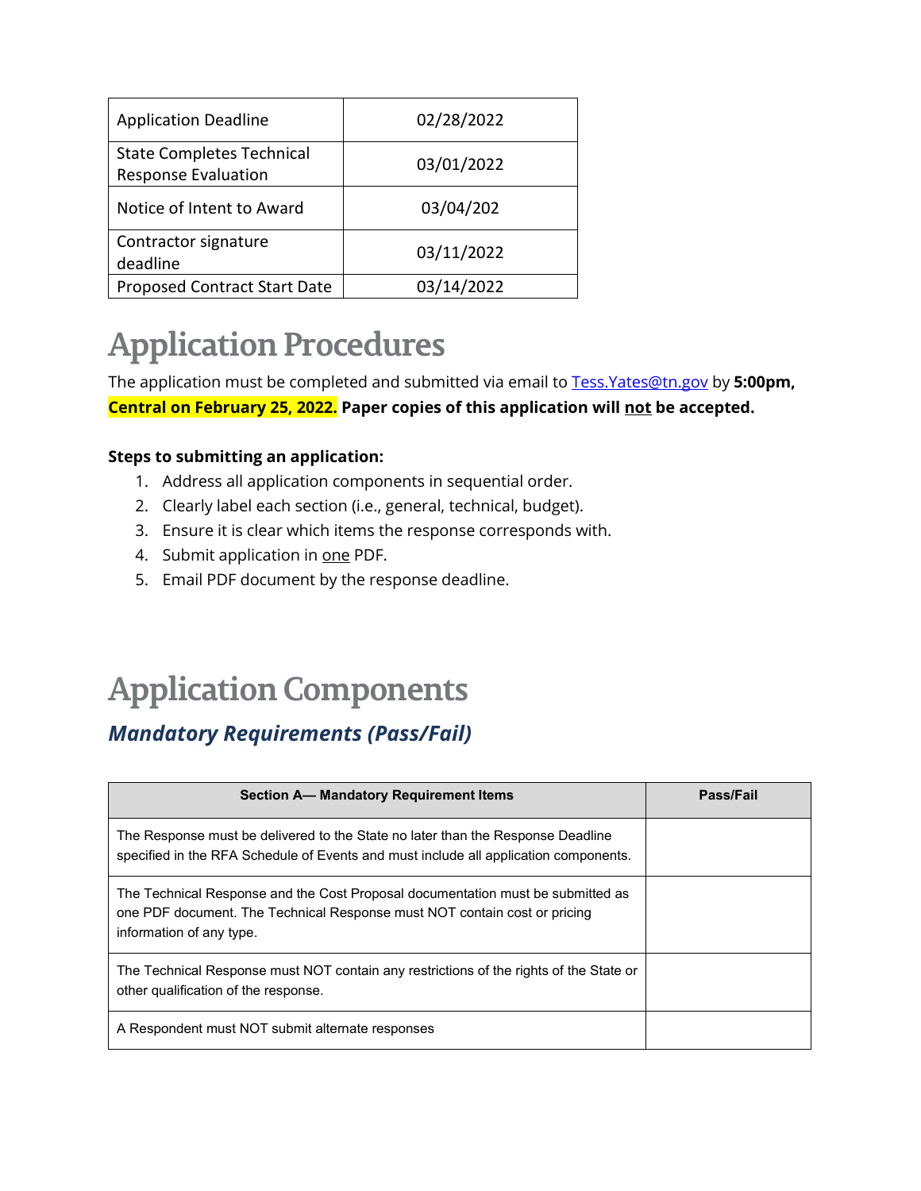| Application Deadline | 02/28/2022 |
|---|---|
| State Completes Technical Response Evaluation | 03/01/2022 |
| Notice of Intent to Award | 03/04/202 |
| Contractor signature deadline | 03/11/2022 |
| Proposed Contract Start Date | 03/14/2022 |

# Application Procedures

The application must be completed and submitted via email to [Tess.Yates@tn.gov](mailto:Tess.Yates@tn.gov) by **5:00pm, Central on February 25, 2022. Paper copies of this application will not be accepted.**

**Steps to submitting an application:**

1. Address all application components in sequential order.
2. Clearly label each section (i.e., general, technical, budget).
3. Ensure it is clear which items the response corresponds with.
4. Submit application in one PDF.
5. Email PDF document by the response deadline.

# Application Components

## *Mandatory Requirements (Pass/Fail)*

| Section A— Mandatory Requirement Items | Pass/Fail |
|---|---|
| The Response must be delivered to the State no later than the Response Deadline specified in the RFA Schedule of Events and must include all application components. | |
| The Technical Response and the Cost Proposal documentation must be submitted as one PDF document. The Technical Response must NOT contain cost or pricing information of any type. | |
| The Technical Response must NOT contain any restrictions of the rights of the State or other qualification of the response. | |
| A Respondent must NOT submit alternate responses | |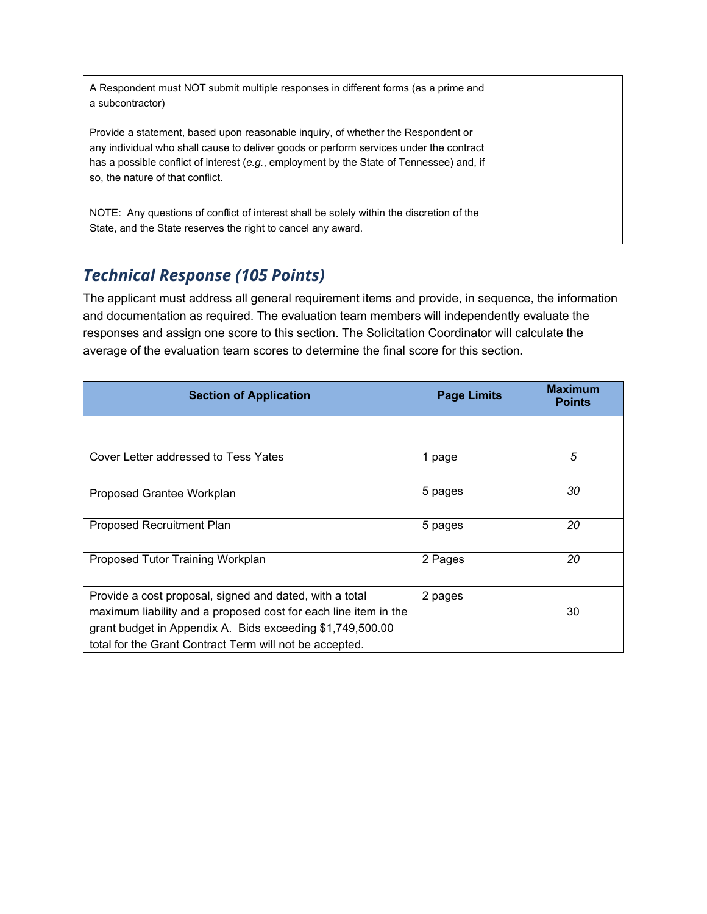| | |
|---|---|
| A Respondent must NOT submit multiple responses in different forms (as a prime and a subcontractor) | |
| Provide a statement, based upon reasonable inquiry, of whether the Respondent or any individual who shall cause to deliver goods or perform services under the contract has a possible conflict of interest (*e.g.*, employment by the State of Tennessee) and, if so, the nature of that conflict.<br><br>NOTE: Any questions of conflict of interest shall be solely within the discretion of the State, and the State reserves the right to cancel any award. | |

## *Technical Response (105 Points)*

The applicant must address all general requirement items and provide, in sequence, the information and documentation as required. The evaluation team members will independently evaluate the responses and assign one score to this section. The Solicitation Coordinator will calculate the average of the evaluation team scores to determine the final score for this section.

| Section of Application | Page Limits | Maximum Points |
|---|---|---|
| | | |
| Cover Letter addressed to Tess Yates | 1 page | *5* |
| Proposed Grantee Workplan | 5 pages | *30* |
| Proposed Recruitment Plan | 5 pages | *20* |
| Proposed Tutor Training Workplan | 2 Pages | *20* |
| Provide a cost proposal, signed and dated, with a total maximum liability and a proposed cost for each line item in the grant budget in Appendix A. Bids exceeding $1,749,500.00 total for the Grant Contract Term will not be accepted. | 2 pages | 30 |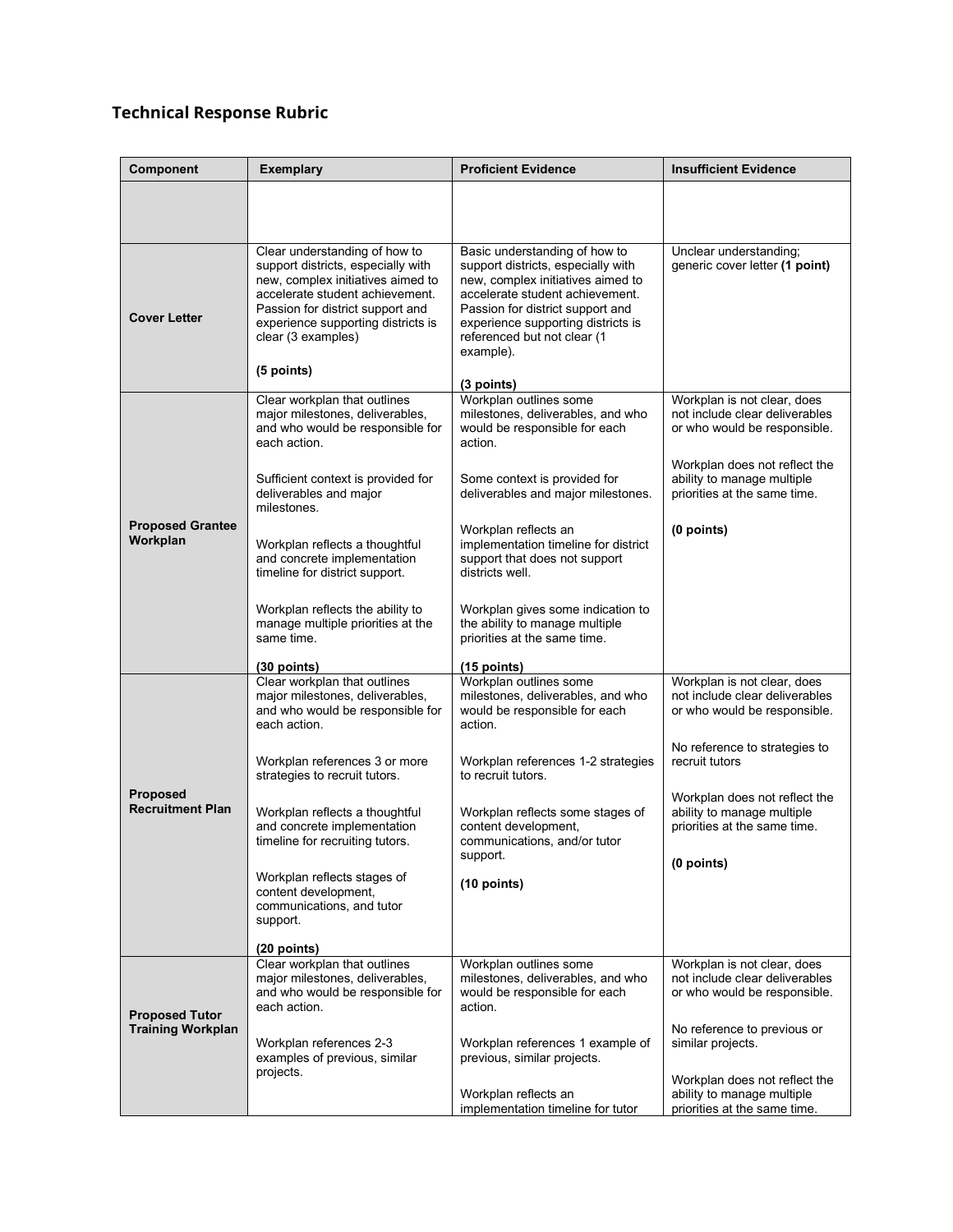## Technical Response Rubric

| Component | Exemplary | Proficient Evidence | Insufficient Evidence |
|---|---|---|---|
| | | | |
| **Cover Letter** | Clear understanding of how to support districts, especially with new, complex initiatives aimed to accelerate student achievement. Passion for district support and experience supporting districts is clear (3 examples)<br><br>**(5 points)** | Basic understanding of how to support districts, especially with new, complex initiatives aimed to accelerate student achievement. Passion for district support and experience supporting districts is referenced but not clear (1 example).<br><br>**(3 points)** | Unclear understanding; generic cover letter **(1 point)** |
| **Proposed Grantee Workplan** | Clear workplan that outlines major milestones, deliverables, and who would be responsible for each action.<br><br>Sufficient context is provided for deliverables and major milestones.<br><br>Workplan reflects a thoughtful and concrete implementation timeline for district support.<br><br>Workplan reflects the ability to manage multiple priorities at the same time.<br><br>**(30 points)** | Workplan outlines some milestones, deliverables, and who would be responsible for each action.<br><br>Some context is provided for deliverables and major milestones.<br><br>Workplan reflects an implementation timeline for district support that does not support districts well.<br><br>Workplan gives some indication to the ability to manage multiple priorities at the same time.<br><br>**(15 points)** | Workplan is not clear, does not include clear deliverables or who would be responsible.<br><br>Workplan does not reflect the ability to manage multiple priorities at the same time.<br><br>**(0 points)** |
| **Proposed Recruitment Plan** | Clear workplan that outlines major milestones, deliverables, and who would be responsible for each action.<br><br>Workplan references 3 or more strategies to recruit tutors.<br><br>Workplan reflects a thoughtful and concrete implementation timeline for recruiting tutors.<br><br>Workplan reflects stages of content development, communications, and tutor support.<br><br>**(20 points)** | Workplan outlines some milestones, deliverables, and who would be responsible for each action.<br><br>Workplan references 1-2 strategies to recruit tutors.<br><br>Workplan reflects some stages of content development, communications, and/or tutor support.<br><br>**(10 points)** | Workplan is not clear, does not include clear deliverables or who would be responsible.<br><br>No reference to strategies to recruit tutors<br><br>Workplan does not reflect the ability to manage multiple priorities at the same time.<br><br>**(0 points)** |
| **Proposed Tutor Training Workplan** | Clear workplan that outlines major milestones, deliverables, and who would be responsible for each action.<br><br>Workplan references 2-3 examples of previous, similar projects. | Workplan outlines some milestones, deliverables, and who would be responsible for each action.<br><br>Workplan references 1 example of previous, similar projects.<br><br>Workplan reflects an implementation timeline for tutor | Workplan is not clear, does not include clear deliverables or who would be responsible.<br><br>No reference to previous or similar projects.<br><br>Workplan does not reflect the ability to manage multiple priorities at the same time. |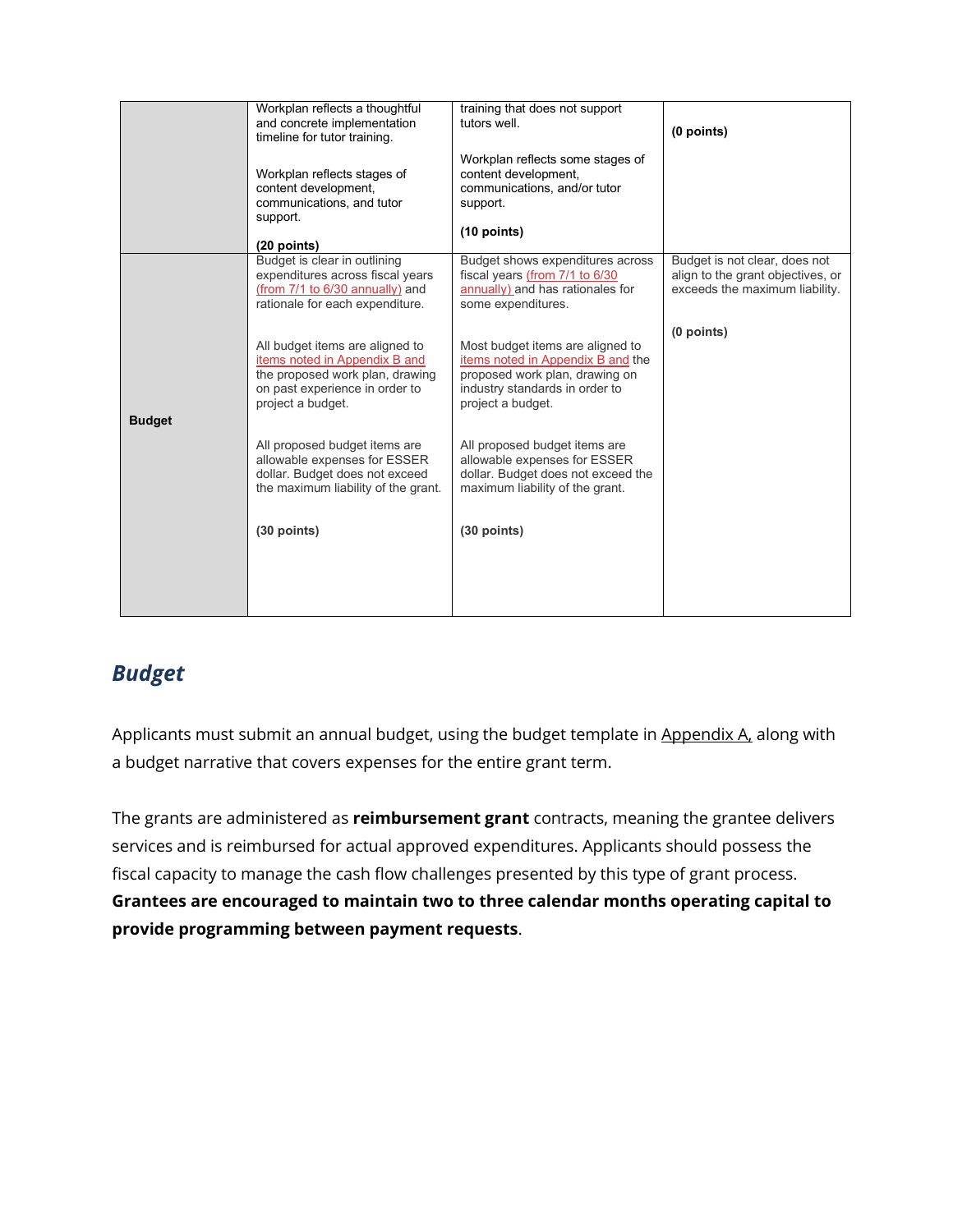| | | | |
|---|---|---|---|
| | Workplan reflects a thoughtful and concrete implementation timeline for tutor training.<br><br>Workplan reflects stages of content development, communications, and tutor support.<br><br>**(20 points)** | training that does not support tutors well.<br><br>Workplan reflects some stages of content development, communications, and/or tutor support.<br><br>**(10 points)** | **(0 points)** |
| **Budget** | Budget is clear in outlining expenditures across fiscal years (from 7/1 to 6/30 annually) and rationale for each expenditure.<br><br>All budget items are aligned to items noted in Appendix B and the proposed work plan, drawing on past experience in order to project a budget.<br><br>All proposed budget items are allowable expenses for ESSER dollar. Budget does not exceed the maximum liability of the grant.<br><br>**(30 points)** | Budget shows expenditures across fiscal years (from 7/1 to 6/30 annually) and has rationales for some expenditures.<br><br>Most budget items are aligned to items noted in Appendix B and the proposed work plan, drawing on industry standards in order to project a budget.<br><br>All proposed budget items are allowable expenses for ESSER dollar. Budget does not exceed the maximum liability of the grant.<br><br>**(30 points)** | Budget is not clear, does not align to the grant objectives, or exceeds the maximum liability.<br><br>**(0 points)** |

## *Budget*

Applicants must submit an annual budget, using the budget template in Appendix A, along with a budget narrative that covers expenses for the entire grant term.

The grants are administered as **reimbursement grant** contracts, meaning the grantee delivers services and is reimbursed for actual approved expenditures. Applicants should possess the fiscal capacity to manage the cash flow challenges presented by this type of grant process. **Grantees are encouraged to maintain two to three calendar months operating capital to provide programming between payment requests**.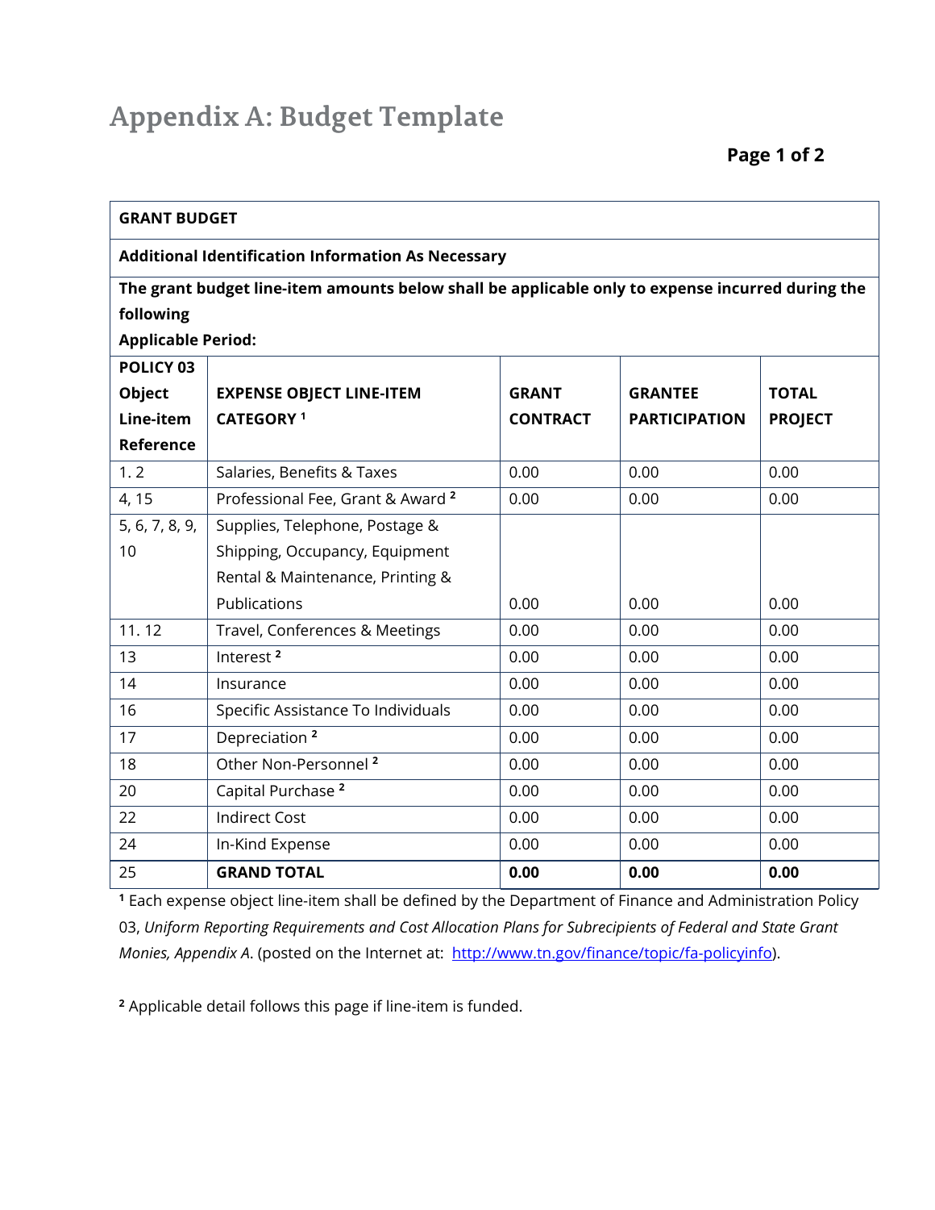# Appendix A: Budget Template

**Page 1 of 2**

| **GRANT BUDGET** | | | | |
|---|---|---|---|---|
| **Additional Identification Information As Necessary** | | | | |
| **The grant budget line-item amounts below shall be applicable only to expense incurred during the following Applicable Period:** | | | | |
| **POLICY 03 Object Line-item Reference** | **EXPENSE OBJECT LINE-ITEM CATEGORY [1]** | **GRANT CONTRACT** | **GRANTEE PARTICIPATION** | **TOTAL PROJECT** |
| 1. 2 | Salaries, Benefits & Taxes | 0.00 | 0.00 | 0.00 |
| 4, 15 | Professional Fee, Grant & Award [2] | 0.00 | 0.00 | 0.00 |
| 5, 6, 7, 8, 9, 10 | Supplies, Telephone, Postage & Shipping, Occupancy, Equipment Rental & Maintenance, Printing & Publications | 0.00 | 0.00 | 0.00 |
| 11. 12 | Travel, Conferences & Meetings | 0.00 | 0.00 | 0.00 |
| 13 | Interest [2] | 0.00 | 0.00 | 0.00 |
| 14 | Insurance | 0.00 | 0.00 | 0.00 |
| 16 | Specific Assistance To Individuals | 0.00 | 0.00 | 0.00 |
| 17 | Depreciation [2] | 0.00 | 0.00 | 0.00 |
| 18 | Other Non-Personnel [2] | 0.00 | 0.00 | 0.00 |
| 20 | Capital Purchase [2] | 0.00 | 0.00 | 0.00 |
| 22 | Indirect Cost | 0.00 | 0.00 | 0.00 |
| 24 | In-Kind Expense | 0.00 | 0.00 | 0.00 |
| 25 | **GRAND TOTAL** | **0.00** | **0.00** | **0.00** |

[1] Each expense object line-item shall be defined by the Department of Finance and Administration Policy 03, *Uniform Reporting Requirements and Cost Allocation Plans for Subrecipients of Federal and State Grant Monies, Appendix A*. (posted on the Internet at: [http://www.tn.gov/finance/topic/fa-policyinfo](http://www.tn.gov/finance/topic/fa-policyinfo)).

[2] Applicable detail follows this page if line-item is funded.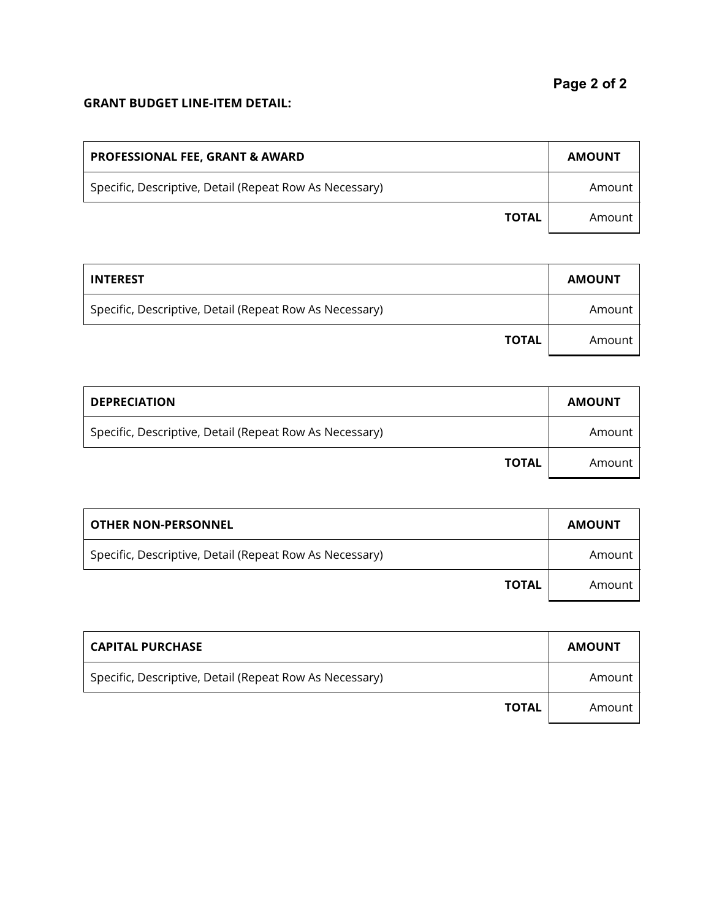**GRANT BUDGET LINE-ITEM DETAIL:**

| PROFESSIONAL FEE, GRANT & AWARD | AMOUNT |
|---|---|
| Specific, Descriptive, Detail (Repeat Row As Necessary) | Amount |
| **TOTAL** | Amount |

| INTEREST | AMOUNT |
|---|---|
| Specific, Descriptive, Detail (Repeat Row As Necessary) | Amount |
| **TOTAL** | Amount |

| DEPRECIATION | AMOUNT |
|---|---|
| Specific, Descriptive, Detail (Repeat Row As Necessary) | Amount |
| **TOTAL** | Amount |

| OTHER NON-PERSONNEL | AMOUNT |
|---|---|
| Specific, Descriptive, Detail (Repeat Row As Necessary) | Amount |
| **TOTAL** | Amount |

| CAPITAL PURCHASE | AMOUNT |
|---|---|
| Specific, Descriptive, Detail (Repeat Row As Necessary) | Amount |
| **TOTAL** | Amount |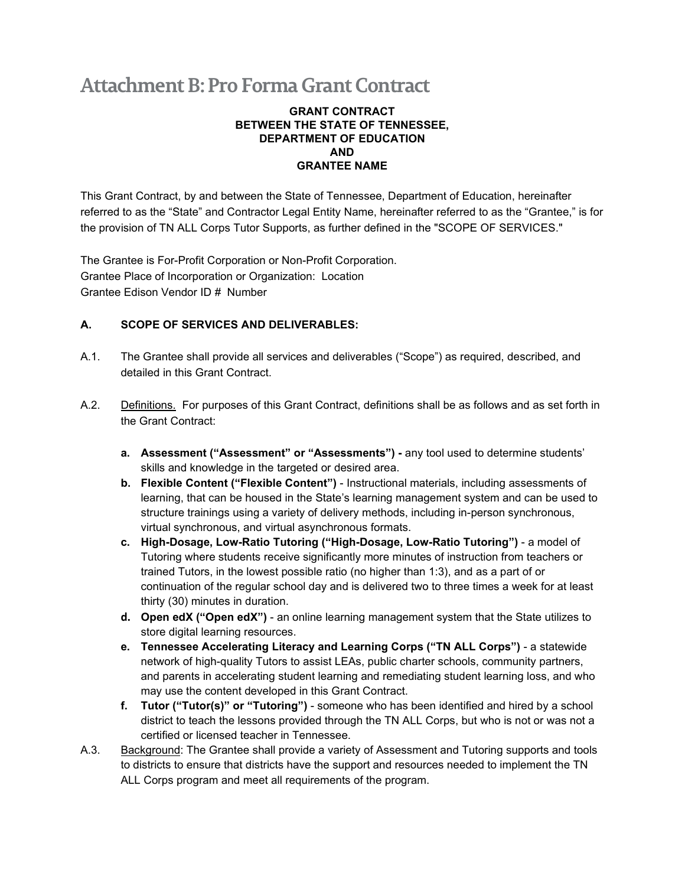# Attachment B: Pro Forma Grant Contract

**GRANT CONTRACT**
**BETWEEN THE STATE OF TENNESSEE,**
**DEPARTMENT OF EDUCATION**
**AND**
**GRANTEE NAME**

This Grant Contract, by and between the State of Tennessee, Department of Education, hereinafter referred to as the "State" and Contractor Legal Entity Name, hereinafter referred to as the "Grantee," is for the provision of TN ALL Corps Tutor Supports, as further defined in the "SCOPE OF SERVICES."

The Grantee is For-Profit Corporation or Non-Profit Corporation.
Grantee Place of Incorporation or Organization: Location
Grantee Edison Vendor ID # Number

**A. SCOPE OF SERVICES AND DELIVERABLES:**

A.1. The Grantee shall provide all services and deliverables ("Scope") as required, described, and detailed in this Grant Contract.

A.2. Definitions. For purposes of this Grant Contract, definitions shall be as follows and as set forth in the Grant Contract:

- **a. Assessment ("Assessment" or "Assessments") -** any tool used to determine students' skills and knowledge in the targeted or desired area.
- **b. Flexible Content ("Flexible Content")** - Instructional materials, including assessments of learning, that can be housed in the State's learning management system and can be used to structure trainings using a variety of delivery methods, including in-person synchronous, virtual synchronous, and virtual asynchronous formats.
- **c. High-Dosage, Low-Ratio Tutoring ("High-Dosage, Low-Ratio Tutoring")** - a model of Tutoring where students receive significantly more minutes of instruction from teachers or trained Tutors, in the lowest possible ratio (no higher than 1:3), and as a part of or continuation of the regular school day and is delivered two to three times a week for at least thirty (30) minutes in duration.
- **d. Open edX ("Open edX")** - an online learning management system that the State utilizes to store digital learning resources.
- **e. Tennessee Accelerating Literacy and Learning Corps ("TN ALL Corps")** - a statewide network of high-quality Tutors to assist LEAs, public charter schools, community partners, and parents in accelerating student learning and remediating student learning loss, and who may use the content developed in this Grant Contract.
- **f. Tutor ("Tutor(s)" or "Tutoring")** - someone who has been identified and hired by a school district to teach the lessons provided through the TN ALL Corps, but who is not or was not a certified or licensed teacher in Tennessee.

A.3. Background: The Grantee shall provide a variety of Assessment and Tutoring supports and tools to districts to ensure that districts have the support and resources needed to implement the TN ALL Corps program and meet all requirements of the program.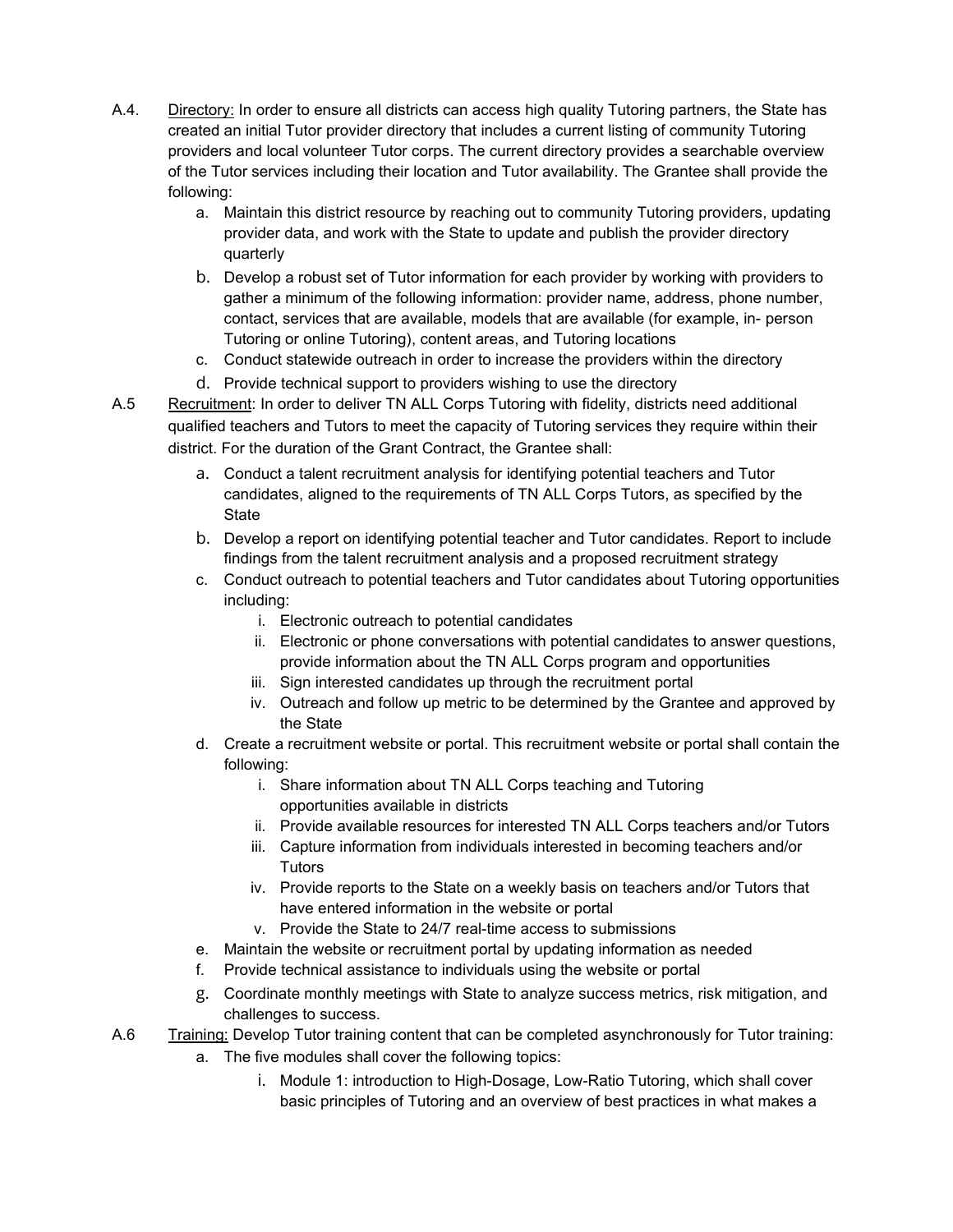A.4. Directory: In order to ensure all districts can access high quality Tutoring partners, the State has created an initial Tutor provider directory that includes a current listing of community Tutoring providers and local volunteer Tutor corps. The current directory provides a searchable overview of the Tutor services including their location and Tutor availability. The Grantee shall provide the following:

a. Maintain this district resource by reaching out to community Tutoring providers, updating provider data, and work with the State to update and publish the provider directory quarterly
b. Develop a robust set of Tutor information for each provider by working with providers to gather a minimum of the following information: provider name, address, phone number, contact, services that are available, models that are available (for example, in- person Tutoring or online Tutoring), content areas, and Tutoring locations
c. Conduct statewide outreach in order to increase the providers within the directory
d. Provide technical support to providers wishing to use the directory

A.5 Recruitment: In order to deliver TN ALL Corps Tutoring with fidelity, districts need additional qualified teachers and Tutors to meet the capacity of Tutoring services they require within their district. For the duration of the Grant Contract, the Grantee shall:

a. Conduct a talent recruitment analysis for identifying potential teachers and Tutor candidates, aligned to the requirements of TN ALL Corps Tutors, as specified by the State
b. Develop a report on identifying potential teacher and Tutor candidates. Report to include findings from the talent recruitment analysis and a proposed recruitment strategy
c. Conduct outreach to potential teachers and Tutor candidates about Tutoring opportunities including:
    i. Electronic outreach to potential candidates
    ii. Electronic or phone conversations with potential candidates to answer questions, provide information about the TN ALL Corps program and opportunities
    iii. Sign interested candidates up through the recruitment portal
    iv. Outreach and follow up metric to be determined by the Grantee and approved by the State
d. Create a recruitment website or portal. This recruitment website or portal shall contain the following:
    i. Share information about TN ALL Corps teaching and Tutoring opportunities available in districts
    ii. Provide available resources for interested TN ALL Corps teachers and/or Tutors
    iii. Capture information from individuals interested in becoming teachers and/or Tutors
    iv. Provide reports to the State on a weekly basis on teachers and/or Tutors that have entered information in the website or portal
    v. Provide the State to 24/7 real-time access to submissions
e. Maintain the website or recruitment portal by updating information as needed
f. Provide technical assistance to individuals using the website or portal
g. Coordinate monthly meetings with State to analyze success metrics, risk mitigation, and challenges to success.

A.6 Training: Develop Tutor training content that can be completed asynchronously for Tutor training:

a. The five modules shall cover the following topics:
    i. Module 1: introduction to High-Dosage, Low-Ratio Tutoring, which shall cover basic principles of Tutoring and an overview of best practices in what makes a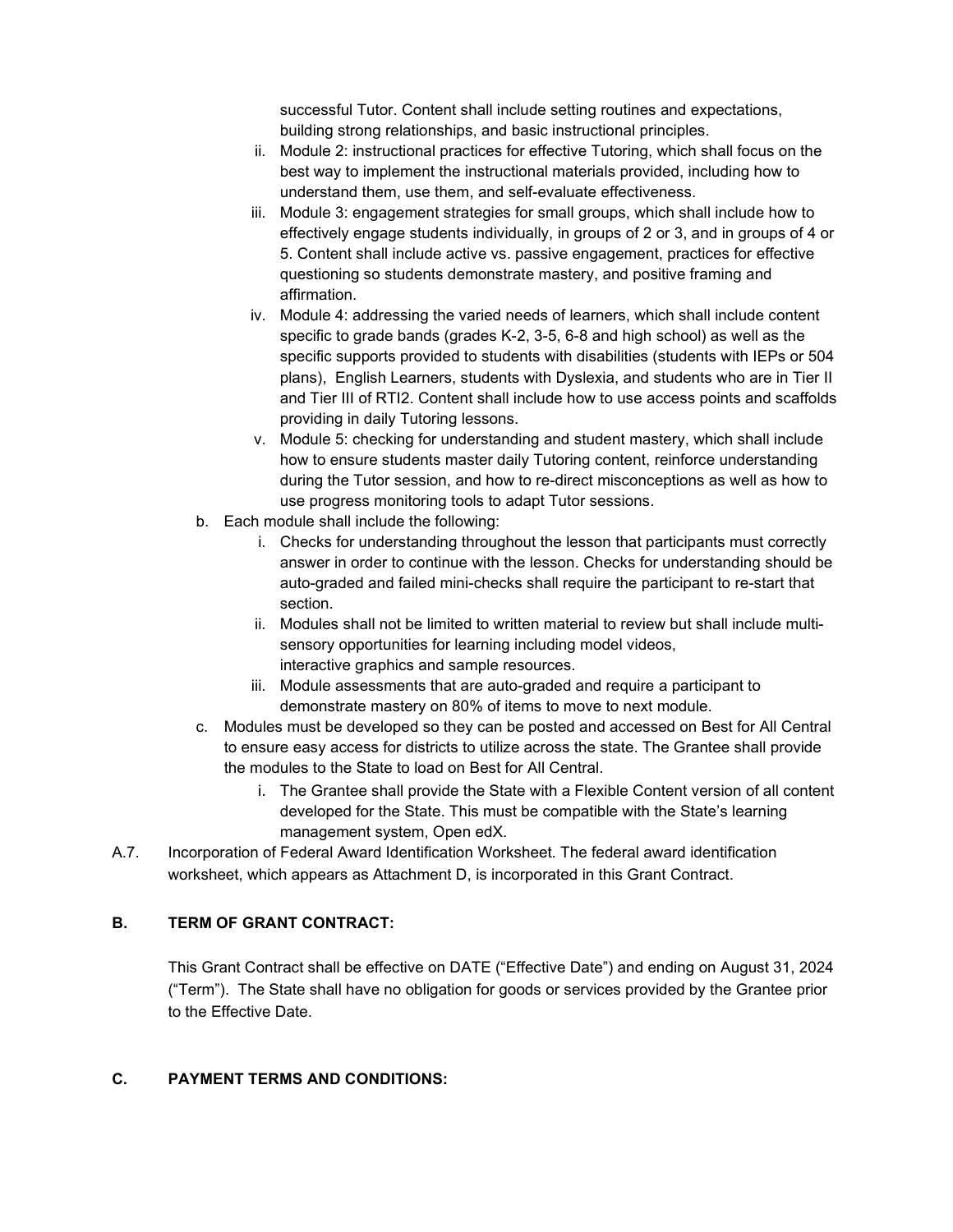successful Tutor. Content shall include setting routines and expectations, building strong relationships, and basic instructional principles.

   ii. Module 2: instructional practices for effective Tutoring, which shall focus on the best way to implement the instructional materials provided, including how to understand them, use them, and self-evaluate effectiveness.
   iii. Module 3: engagement strategies for small groups, which shall include how to effectively engage students individually, in groups of 2 or 3, and in groups of 4 or 5. Content shall include active vs. passive engagement, practices for effective questioning so students demonstrate mastery, and positive framing and affirmation.
   iv. Module 4: addressing the varied needs of learners, which shall include content specific to grade bands (grades K-2, 3-5, 6-8 and high school) as well as the specific supports provided to students with disabilities (students with IEPs or 504 plans), English Learners, students with Dyslexia, and students who are in Tier II and Tier III of RTI2. Content shall include how to use access points and scaffolds providing in daily Tutoring lessons.
   v. Module 5: checking for understanding and student mastery, which shall include how to ensure students master daily Tutoring content, reinforce understanding during the Tutor session, and how to re-direct misconceptions as well as how to use progress monitoring tools to adapt Tutor sessions.

b. Each module shall include the following:
   i. Checks for understanding throughout the lesson that participants must correctly answer in order to continue with the lesson. Checks for understanding should be auto-graded and failed mini-checks shall require the participant to re-start that section.
   ii. Modules shall not be limited to written material to review but shall include multi-sensory opportunities for learning including model videos, interactive graphics and sample resources.
   iii. Module assessments that are auto-graded and require a participant to demonstrate mastery on 80% of items to move to next module.

c. Modules must be developed so they can be posted and accessed on Best for All Central to ensure easy access for districts to utilize across the state. The Grantee shall provide the modules to the State to load on Best for All Central.
   i. The Grantee shall provide the State with a Flexible Content version of all content developed for the State. This must be compatible with the State's learning management system, Open edX.

A.7. Incorporation of Federal Award Identification Worksheet. The federal award identification worksheet, which appears as Attachment D, is incorporated in this Grant Contract.

## B. TERM OF GRANT CONTRACT:

This Grant Contract shall be effective on DATE ("Effective Date") and ending on August 31, 2024 ("Term"). The State shall have no obligation for goods or services provided by the Grantee prior to the Effective Date.

## C. PAYMENT TERMS AND CONDITIONS: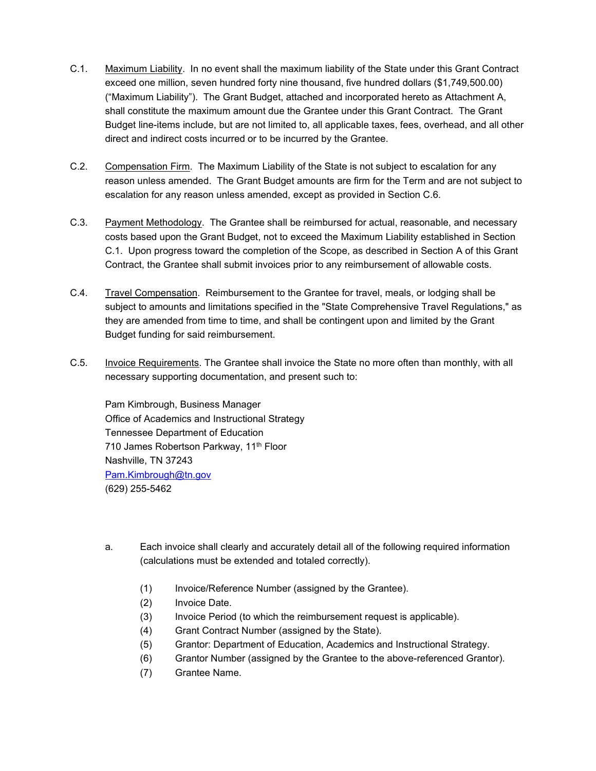C.1. Maximum Liability. In no event shall the maximum liability of the State under this Grant Contract exceed one million, seven hundred forty nine thousand, five hundred dollars ($1,749,500.00) ("Maximum Liability"). The Grant Budget, attached and incorporated hereto as Attachment A, shall constitute the maximum amount due the Grantee under this Grant Contract. The Grant Budget line-items include, but are not limited to, all applicable taxes, fees, overhead, and all other direct and indirect costs incurred or to be incurred by the Grantee.

C.2. Compensation Firm. The Maximum Liability of the State is not subject to escalation for any reason unless amended. The Grant Budget amounts are firm for the Term and are not subject to escalation for any reason unless amended, except as provided in Section C.6.

C.3. Payment Methodology. The Grantee shall be reimbursed for actual, reasonable, and necessary costs based upon the Grant Budget, not to exceed the Maximum Liability established in Section C.1. Upon progress toward the completion of the Scope, as described in Section A of this Grant Contract, the Grantee shall submit invoices prior to any reimbursement of allowable costs.

C.4. Travel Compensation. Reimbursement to the Grantee for travel, meals, or lodging shall be subject to amounts and limitations specified in the "State Comprehensive Travel Regulations," as they are amended from time to time, and shall be contingent upon and limited by the Grant Budget funding for said reimbursement.

C.5. Invoice Requirements. The Grantee shall invoice the State no more often than monthly, with all necessary supporting documentation, and present such to:

Pam Kimbrough, Business Manager
Office of Academics and Instructional Strategy
Tennessee Department of Education
710 James Robertson Parkway, 11th Floor
Nashville, TN 37243
Pam.Kimbrough@tn.gov
(629) 255-5462

a. Each invoice shall clearly and accurately detail all of the following required information (calculations must be extended and totaled correctly).

(1) Invoice/Reference Number (assigned by the Grantee).
(2) Invoice Date.
(3) Invoice Period (to which the reimbursement request is applicable).
(4) Grant Contract Number (assigned by the State).
(5) Grantor: Department of Education, Academics and Instructional Strategy.
(6) Grantor Number (assigned by the Grantee to the above-referenced Grantor).
(7) Grantee Name.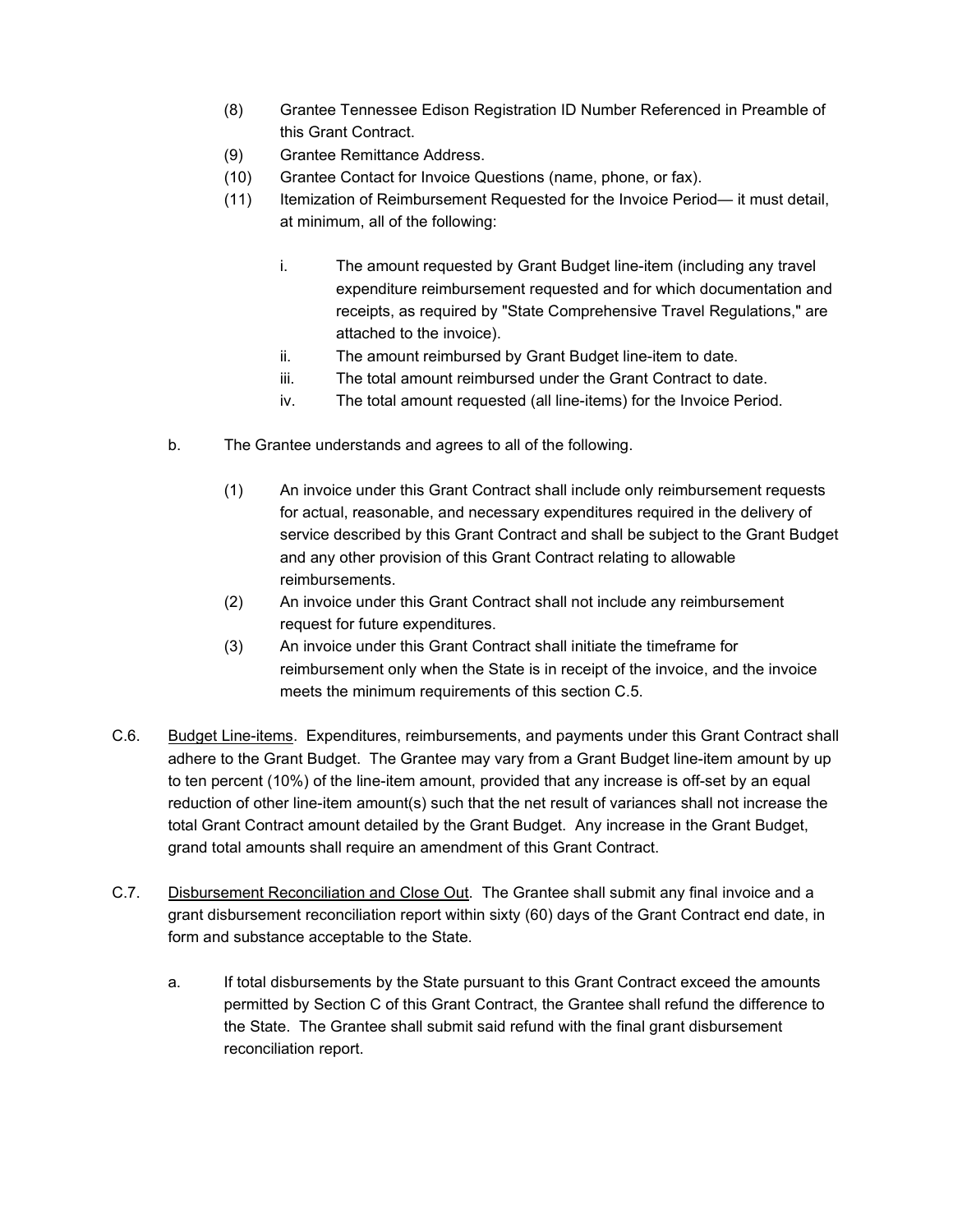(8) Grantee Tennessee Edison Registration ID Number Referenced in Preamble of this Grant Contract.

(9) Grantee Remittance Address.

(10) Grantee Contact for Invoice Questions (name, phone, or fax).

(11) Itemization of Reimbursement Requested for the Invoice Period— it must detail, at minimum, all of the following:

i. The amount requested by Grant Budget line-item (including any travel expenditure reimbursement requested and for which documentation and receipts, as required by "State Comprehensive Travel Regulations," are attached to the invoice).

ii. The amount reimbursed by Grant Budget line-item to date.

iii. The total amount reimbursed under the Grant Contract to date.

iv. The total amount requested (all line-items) for the Invoice Period.

b. The Grantee understands and agrees to all of the following.

(1) An invoice under this Grant Contract shall include only reimbursement requests for actual, reasonable, and necessary expenditures required in the delivery of service described by this Grant Contract and shall be subject to the Grant Budget and any other provision of this Grant Contract relating to allowable reimbursements.

(2) An invoice under this Grant Contract shall not include any reimbursement request for future expenditures.

(3) An invoice under this Grant Contract shall initiate the timeframe for reimbursement only when the State is in receipt of the invoice, and the invoice meets the minimum requirements of this section C.5.

C.6. Budget Line-items. Expenditures, reimbursements, and payments under this Grant Contract shall adhere to the Grant Budget. The Grantee may vary from a Grant Budget line-item amount by up to ten percent (10%) of the line-item amount, provided that any increase is off-set by an equal reduction of other line-item amount(s) such that the net result of variances shall not increase the total Grant Contract amount detailed by the Grant Budget. Any increase in the Grant Budget, grand total amounts shall require an amendment of this Grant Contract.

C.7. Disbursement Reconciliation and Close Out. The Grantee shall submit any final invoice and a grant disbursement reconciliation report within sixty (60) days of the Grant Contract end date, in form and substance acceptable to the State.

a. If total disbursements by the State pursuant to this Grant Contract exceed the amounts permitted by Section C of this Grant Contract, the Grantee shall refund the difference to the State. The Grantee shall submit said refund with the final grant disbursement reconciliation report.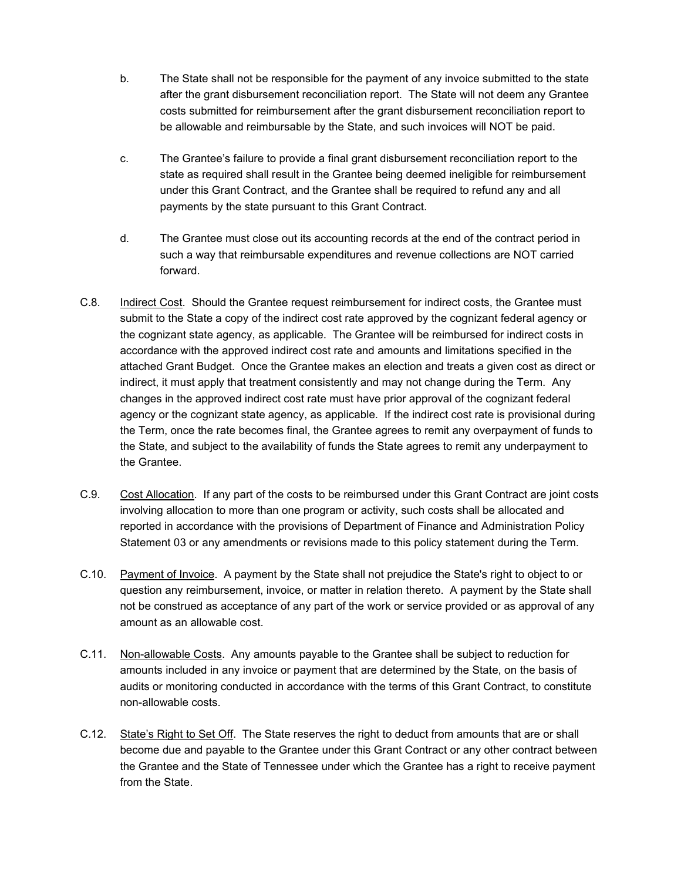b. The State shall not be responsible for the payment of any invoice submitted to the state after the grant disbursement reconciliation report. The State will not deem any Grantee costs submitted for reimbursement after the grant disbursement reconciliation report to be allowable and reimbursable by the State, and such invoices will NOT be paid.

c. The Grantee's failure to provide a final grant disbursement reconciliation report to the state as required shall result in the Grantee being deemed ineligible for reimbursement under this Grant Contract, and the Grantee shall be required to refund any and all payments by the state pursuant to this Grant Contract.

d. The Grantee must close out its accounting records at the end of the contract period in such a way that reimbursable expenditures and revenue collections are NOT carried forward.

C.8. Indirect Cost. Should the Grantee request reimbursement for indirect costs, the Grantee must submit to the State a copy of the indirect cost rate approved by the cognizant federal agency or the cognizant state agency, as applicable. The Grantee will be reimbursed for indirect costs in accordance with the approved indirect cost rate and amounts and limitations specified in the attached Grant Budget. Once the Grantee makes an election and treats a given cost as direct or indirect, it must apply that treatment consistently and may not change during the Term. Any changes in the approved indirect cost rate must have prior approval of the cognizant federal agency or the cognizant state agency, as applicable. If the indirect cost rate is provisional during the Term, once the rate becomes final, the Grantee agrees to remit any overpayment of funds to the State, and subject to the availability of funds the State agrees to remit any underpayment to the Grantee.

C.9. Cost Allocation. If any part of the costs to be reimbursed under this Grant Contract are joint costs involving allocation to more than one program or activity, such costs shall be allocated and reported in accordance with the provisions of Department of Finance and Administration Policy Statement 03 or any amendments or revisions made to this policy statement during the Term.

C.10. Payment of Invoice. A payment by the State shall not prejudice the State's right to object to or question any reimbursement, invoice, or matter in relation thereto. A payment by the State shall not be construed as acceptance of any part of the work or service provided or as approval of any amount as an allowable cost.

C.11. Non-allowable Costs. Any amounts payable to the Grantee shall be subject to reduction for amounts included in any invoice or payment that are determined by the State, on the basis of audits or monitoring conducted in accordance with the terms of this Grant Contract, to constitute non-allowable costs.

C.12. State's Right to Set Off. The State reserves the right to deduct from amounts that are or shall become due and payable to the Grantee under this Grant Contract or any other contract between the Grantee and the State of Tennessee under which the Grantee has a right to receive payment from the State.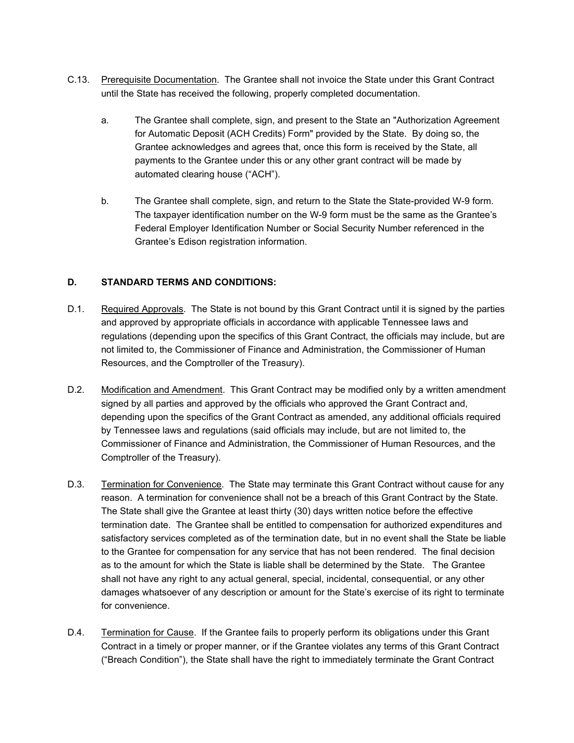C.13. Prerequisite Documentation. The Grantee shall not invoice the State under this Grant Contract until the State has received the following, properly completed documentation.

a. The Grantee shall complete, sign, and present to the State an "Authorization Agreement for Automatic Deposit (ACH Credits) Form" provided by the State. By doing so, the Grantee acknowledges and agrees that, once this form is received by the State, all payments to the Grantee under this or any other grant contract will be made by automated clearing house ("ACH").

b. The Grantee shall complete, sign, and return to the State the State-provided W-9 form. The taxpayer identification number on the W-9 form must be the same as the Grantee's Federal Employer Identification Number or Social Security Number referenced in the Grantee's Edison registration information.

## D. STANDARD TERMS AND CONDITIONS:

D.1. Required Approvals. The State is not bound by this Grant Contract until it is signed by the parties and approved by appropriate officials in accordance with applicable Tennessee laws and regulations (depending upon the specifics of this Grant Contract, the officials may include, but are not limited to, the Commissioner of Finance and Administration, the Commissioner of Human Resources, and the Comptroller of the Treasury).

D.2. Modification and Amendment. This Grant Contract may be modified only by a written amendment signed by all parties and approved by the officials who approved the Grant Contract and, depending upon the specifics of the Grant Contract as amended, any additional officials required by Tennessee laws and regulations (said officials may include, but are not limited to, the Commissioner of Finance and Administration, the Commissioner of Human Resources, and the Comptroller of the Treasury).

D.3. Termination for Convenience. The State may terminate this Grant Contract without cause for any reason. A termination for convenience shall not be a breach of this Grant Contract by the State. The State shall give the Grantee at least thirty (30) days written notice before the effective termination date. The Grantee shall be entitled to compensation for authorized expenditures and satisfactory services completed as of the termination date, but in no event shall the State be liable to the Grantee for compensation for any service that has not been rendered. The final decision as to the amount for which the State is liable shall be determined by the State. The Grantee shall not have any right to any actual general, special, incidental, consequential, or any other damages whatsoever of any description or amount for the State's exercise of its right to terminate for convenience.

D.4. Termination for Cause. If the Grantee fails to properly perform its obligations under this Grant Contract in a timely or proper manner, or if the Grantee violates any terms of this Grant Contract ("Breach Condition"), the State shall have the right to immediately terminate the Grant Contract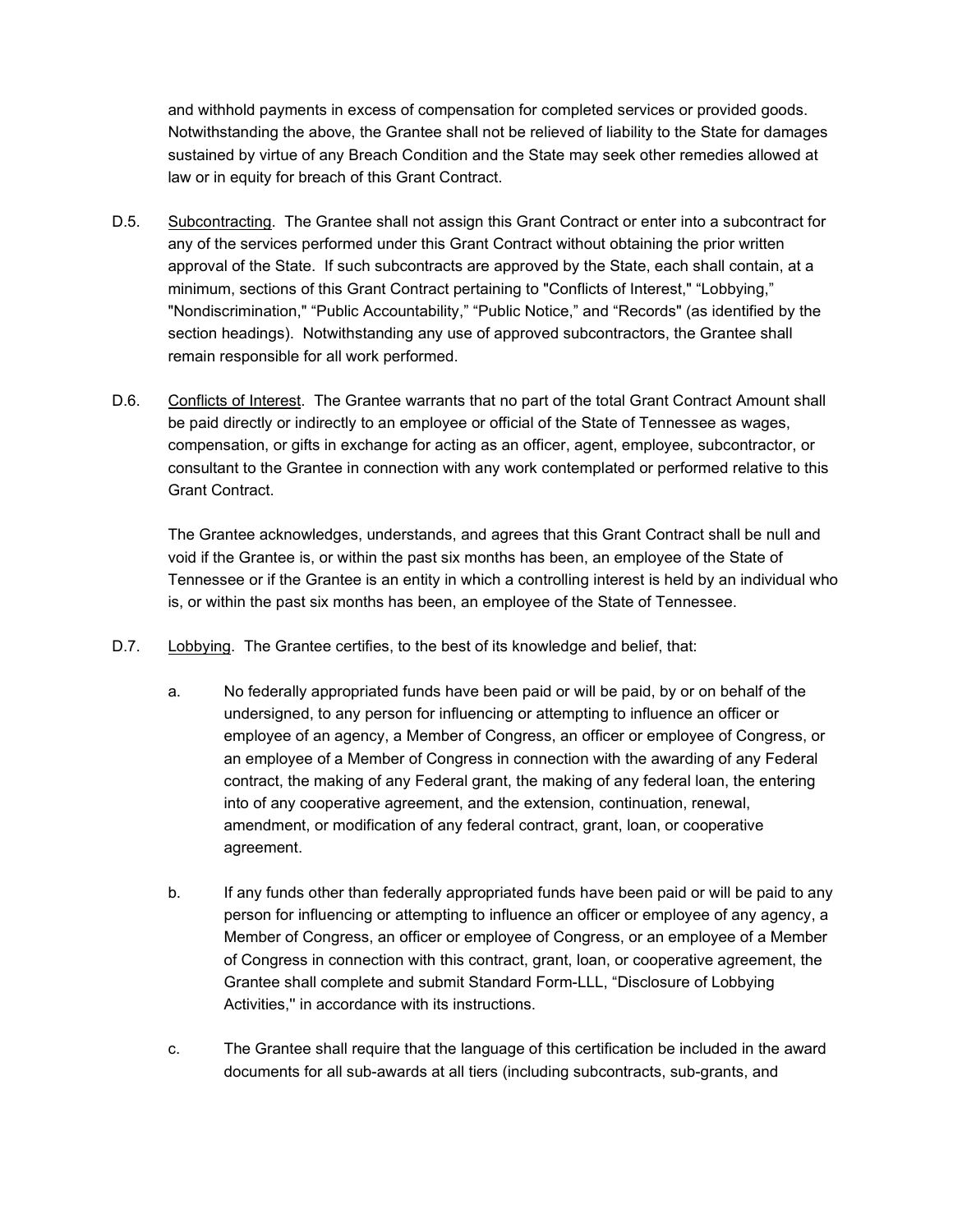and withhold payments in excess of compensation for completed services or provided goods. Notwithstanding the above, the Grantee shall not be relieved of liability to the State for damages sustained by virtue of any Breach Condition and the State may seek other remedies allowed at law or in equity for breach of this Grant Contract.

D.5. Subcontracting. The Grantee shall not assign this Grant Contract or enter into a subcontract for any of the services performed under this Grant Contract without obtaining the prior written approval of the State. If such subcontracts are approved by the State, each shall contain, at a minimum, sections of this Grant Contract pertaining to "Conflicts of Interest," "Lobbying," "Nondiscrimination," "Public Accountability," "Public Notice," and "Records" (as identified by the section headings). Notwithstanding any use of approved subcontractors, the Grantee shall remain responsible for all work performed.

D.6. Conflicts of Interest. The Grantee warrants that no part of the total Grant Contract Amount shall be paid directly or indirectly to an employee or official of the State of Tennessee as wages, compensation, or gifts in exchange for acting as an officer, agent, employee, subcontractor, or consultant to the Grantee in connection with any work contemplated or performed relative to this Grant Contract.

The Grantee acknowledges, understands, and agrees that this Grant Contract shall be null and void if the Grantee is, or within the past six months has been, an employee of the State of Tennessee or if the Grantee is an entity in which a controlling interest is held by an individual who is, or within the past six months has been, an employee of the State of Tennessee.

D.7. Lobbying. The Grantee certifies, to the best of its knowledge and belief, that:

a. No federally appropriated funds have been paid or will be paid, by or on behalf of the undersigned, to any person for influencing or attempting to influence an officer or employee of an agency, a Member of Congress, an officer or employee of Congress, or an employee of a Member of Congress in connection with the awarding of any Federal contract, the making of any Federal grant, the making of any federal loan, the entering into of any cooperative agreement, and the extension, continuation, renewal, amendment, or modification of any federal contract, grant, loan, or cooperative agreement.

b. If any funds other than federally appropriated funds have been paid or will be paid to any person for influencing or attempting to influence an officer or employee of any agency, a Member of Congress, an officer or employee of Congress, or an employee of a Member of Congress in connection with this contract, grant, loan, or cooperative agreement, the Grantee shall complete and submit Standard Form-LLL, "Disclosure of Lobbying Activities,'' in accordance with its instructions.

c. The Grantee shall require that the language of this certification be included in the award documents for all sub-awards at all tiers (including subcontracts, sub-grants, and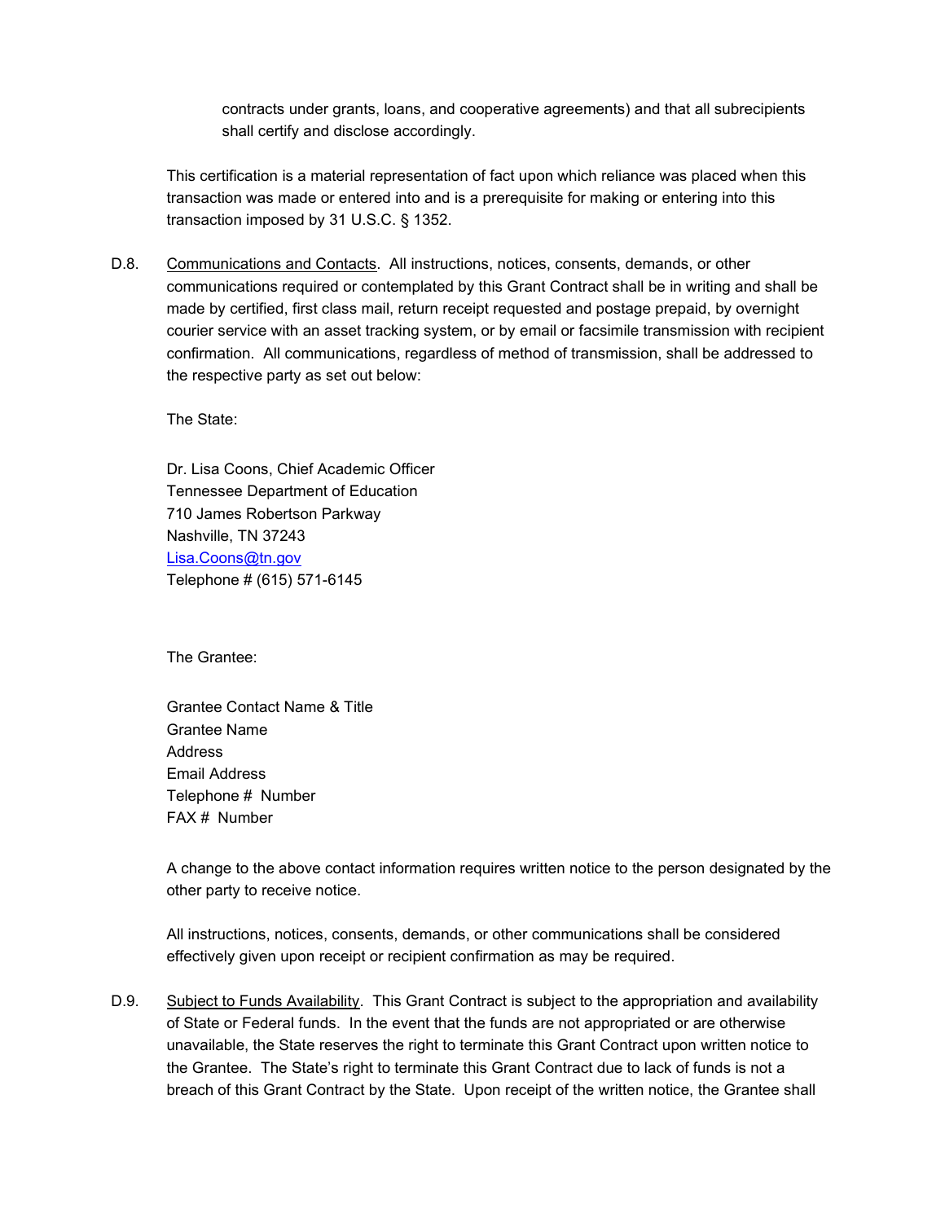contracts under grants, loans, and cooperative agreements) and that all subrecipients shall certify and disclose accordingly.

This certification is a material representation of fact upon which reliance was placed when this transaction was made or entered into and is a prerequisite for making or entering into this transaction imposed by 31 U.S.C. § 1352.

D.8. Communications and Contacts. All instructions, notices, consents, demands, or other communications required or contemplated by this Grant Contract shall be in writing and shall be made by certified, first class mail, return receipt requested and postage prepaid, by overnight courier service with an asset tracking system, or by email or facsimile transmission with recipient confirmation. All communications, regardless of method of transmission, shall be addressed to the respective party as set out below:

The State:

Dr. Lisa Coons, Chief Academic Officer
Tennessee Department of Education
710 James Robertson Parkway
Nashville, TN 37243
Lisa.Coons@tn.gov
Telephone # (615) 571-6145

The Grantee:

Grantee Contact Name & Title
Grantee Name
Address
Email Address
Telephone # Number
FAX # Number

A change to the above contact information requires written notice to the person designated by the other party to receive notice.

All instructions, notices, consents, demands, or other communications shall be considered effectively given upon receipt or recipient confirmation as may be required.

D.9. Subject to Funds Availability. This Grant Contract is subject to the appropriation and availability of State or Federal funds. In the event that the funds are not appropriated or are otherwise unavailable, the State reserves the right to terminate this Grant Contract upon written notice to the Grantee. The State's right to terminate this Grant Contract due to lack of funds is not a breach of this Grant Contract by the State. Upon receipt of the written notice, the Grantee shall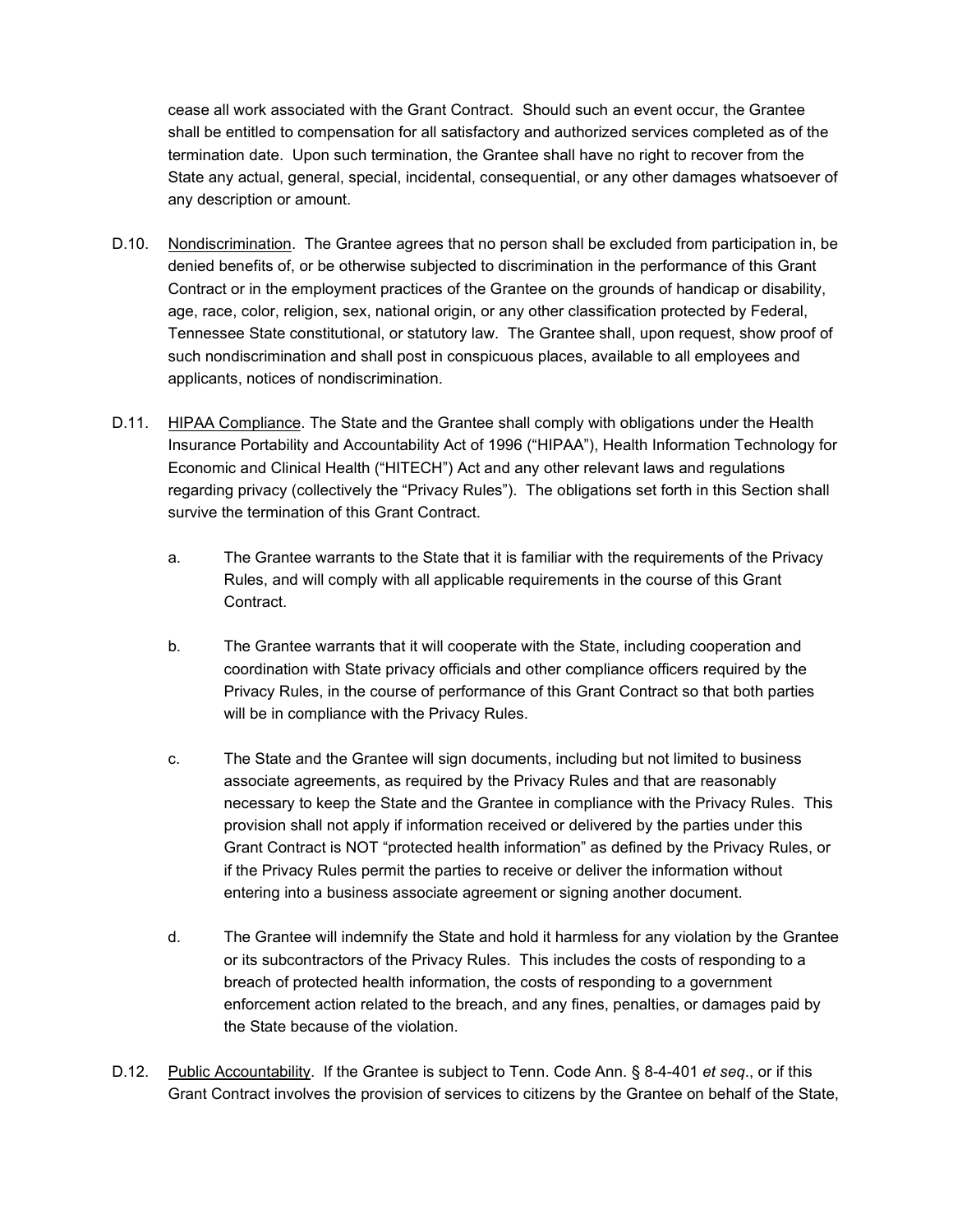cease all work associated with the Grant Contract. Should such an event occur, the Grantee shall be entitled to compensation for all satisfactory and authorized services completed as of the termination date. Upon such termination, the Grantee shall have no right to recover from the State any actual, general, special, incidental, consequential, or any other damages whatsoever of any description or amount.

D.10. Nondiscrimination. The Grantee agrees that no person shall be excluded from participation in, be denied benefits of, or be otherwise subjected to discrimination in the performance of this Grant Contract or in the employment practices of the Grantee on the grounds of handicap or disability, age, race, color, religion, sex, national origin, or any other classification protected by Federal, Tennessee State constitutional, or statutory law. The Grantee shall, upon request, show proof of such nondiscrimination and shall post in conspicuous places, available to all employees and applicants, notices of nondiscrimination.

D.11. HIPAA Compliance. The State and the Grantee shall comply with obligations under the Health Insurance Portability and Accountability Act of 1996 ("HIPAA"), Health Information Technology for Economic and Clinical Health ("HITECH") Act and any other relevant laws and regulations regarding privacy (collectively the "Privacy Rules"). The obligations set forth in this Section shall survive the termination of this Grant Contract.

a. The Grantee warrants to the State that it is familiar with the requirements of the Privacy Rules, and will comply with all applicable requirements in the course of this Grant Contract.

b. The Grantee warrants that it will cooperate with the State, including cooperation and coordination with State privacy officials and other compliance officers required by the Privacy Rules, in the course of performance of this Grant Contract so that both parties will be in compliance with the Privacy Rules.

c. The State and the Grantee will sign documents, including but not limited to business associate agreements, as required by the Privacy Rules and that are reasonably necessary to keep the State and the Grantee in compliance with the Privacy Rules. This provision shall not apply if information received or delivered by the parties under this Grant Contract is NOT "protected health information" as defined by the Privacy Rules, or if the Privacy Rules permit the parties to receive or deliver the information without entering into a business associate agreement or signing another document.

d. The Grantee will indemnify the State and hold it harmless for any violation by the Grantee or its subcontractors of the Privacy Rules. This includes the costs of responding to a breach of protected health information, the costs of responding to a government enforcement action related to the breach, and any fines, penalties, or damages paid by the State because of the violation.

D.12. Public Accountability. If the Grantee is subject to Tenn. Code Ann. § 8-4-401 *et seq*., or if this Grant Contract involves the provision of services to citizens by the Grantee on behalf of the State,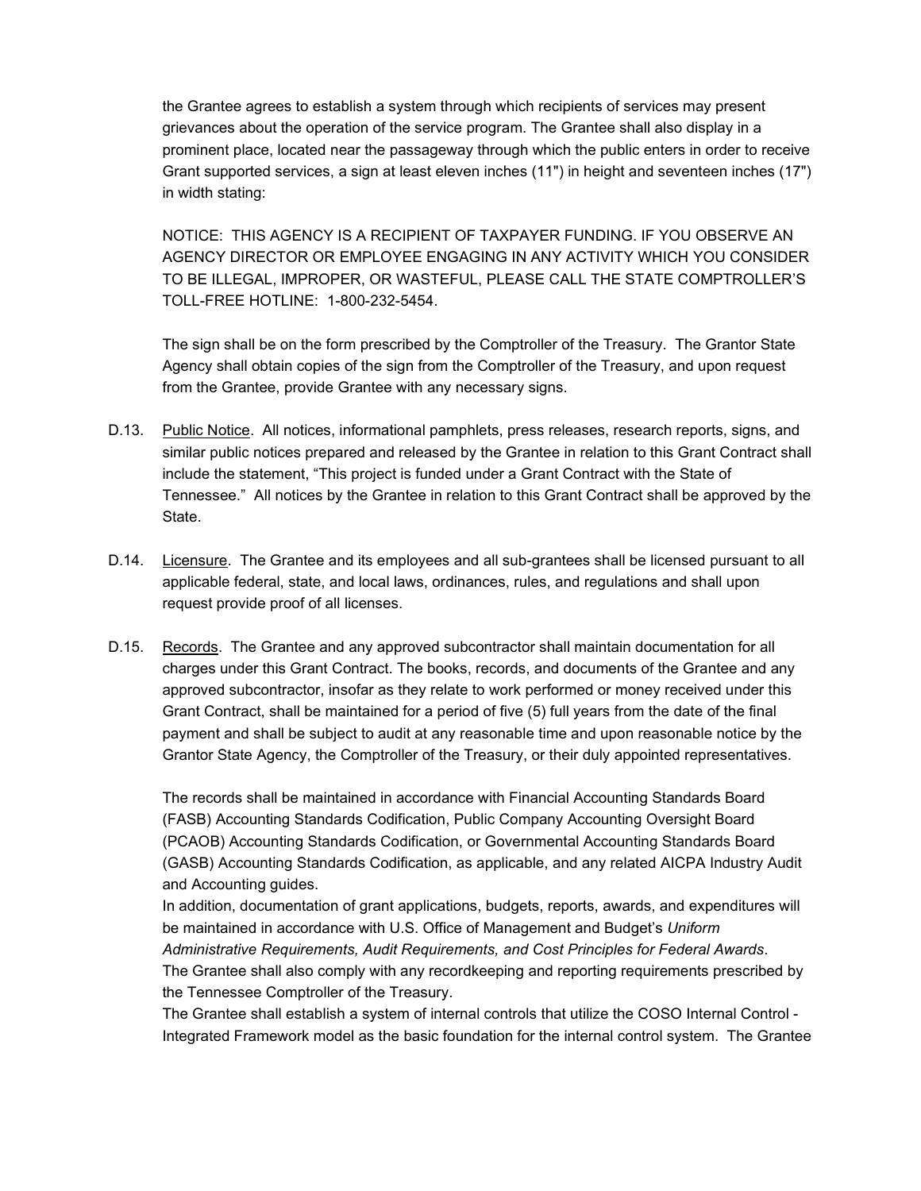the Grantee agrees to establish a system through which recipients of services may present grievances about the operation of the service program. The Grantee shall also display in a prominent place, located near the passageway through which the public enters in order to receive Grant supported services, a sign at least eleven inches (11") in height and seventeen inches (17") in width stating:

NOTICE: THIS AGENCY IS A RECIPIENT OF TAXPAYER FUNDING. IF YOU OBSERVE AN AGENCY DIRECTOR OR EMPLOYEE ENGAGING IN ANY ACTIVITY WHICH YOU CONSIDER TO BE ILLEGAL, IMPROPER, OR WASTEFUL, PLEASE CALL THE STATE COMPTROLLER'S TOLL-FREE HOTLINE: 1-800-232-5454.

The sign shall be on the form prescribed by the Comptroller of the Treasury. The Grantor State Agency shall obtain copies of the sign from the Comptroller of the Treasury, and upon request from the Grantee, provide Grantee with any necessary signs.

D.13. Public Notice. All notices, informational pamphlets, press releases, research reports, signs, and similar public notices prepared and released by the Grantee in relation to this Grant Contract shall include the statement, "This project is funded under a Grant Contract with the State of Tennessee." All notices by the Grantee in relation to this Grant Contract shall be approved by the State.

D.14. Licensure. The Grantee and its employees and all sub-grantees shall be licensed pursuant to all applicable federal, state, and local laws, ordinances, rules, and regulations and shall upon request provide proof of all licenses.

D.15. Records. The Grantee and any approved subcontractor shall maintain documentation for all charges under this Grant Contract. The books, records, and documents of the Grantee and any approved subcontractor, insofar as they relate to work performed or money received under this Grant Contract, shall be maintained for a period of five (5) full years from the date of the final payment and shall be subject to audit at any reasonable time and upon reasonable notice by the Grantor State Agency, the Comptroller of the Treasury, or their duly appointed representatives.

The records shall be maintained in accordance with Financial Accounting Standards Board (FASB) Accounting Standards Codification, Public Company Accounting Oversight Board (PCAOB) Accounting Standards Codification, or Governmental Accounting Standards Board (GASB) Accounting Standards Codification, as applicable, and any related AICPA Industry Audit and Accounting guides.

In addition, documentation of grant applications, budgets, reports, awards, and expenditures will be maintained in accordance with U.S. Office of Management and Budget's *Uniform Administrative Requirements, Audit Requirements, and Cost Principles for Federal Awards*.

The Grantee shall also comply with any recordkeeping and reporting requirements prescribed by the Tennessee Comptroller of the Treasury.

The Grantee shall establish a system of internal controls that utilize the COSO Internal Control - Integrated Framework model as the basic foundation for the internal control system. The Grantee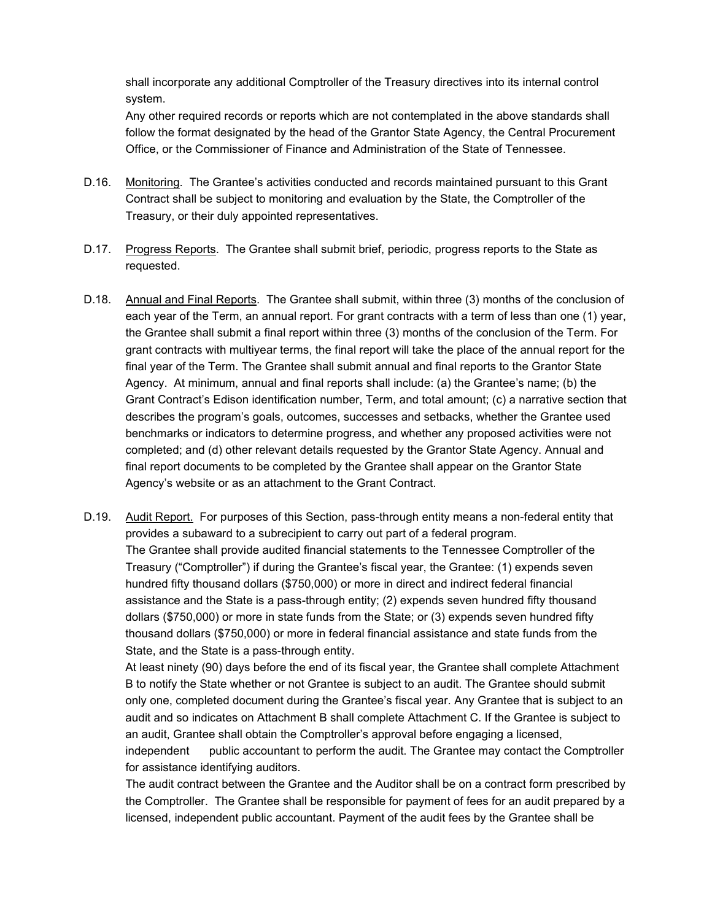shall incorporate any additional Comptroller of the Treasury directives into its internal control system.

Any other required records or reports which are not contemplated in the above standards shall follow the format designated by the head of the Grantor State Agency, the Central Procurement Office, or the Commissioner of Finance and Administration of the State of Tennessee.

D.16. Monitoring. The Grantee's activities conducted and records maintained pursuant to this Grant Contract shall be subject to monitoring and evaluation by the State, the Comptroller of the Treasury, or their duly appointed representatives.

D.17. Progress Reports. The Grantee shall submit brief, periodic, progress reports to the State as requested.

D.18. Annual and Final Reports. The Grantee shall submit, within three (3) months of the conclusion of each year of the Term, an annual report. For grant contracts with a term of less than one (1) year, the Grantee shall submit a final report within three (3) months of the conclusion of the Term. For grant contracts with multiyear terms, the final report will take the place of the annual report for the final year of the Term. The Grantee shall submit annual and final reports to the Grantor State Agency. At minimum, annual and final reports shall include: (a) the Grantee's name; (b) the Grant Contract's Edison identification number, Term, and total amount; (c) a narrative section that describes the program's goals, outcomes, successes and setbacks, whether the Grantee used benchmarks or indicators to determine progress, and whether any proposed activities were not completed; and (d) other relevant details requested by the Grantor State Agency. Annual and final report documents to be completed by the Grantee shall appear on the Grantor State Agency's website or as an attachment to the Grant Contract.

D.19. Audit Report. For purposes of this Section, pass-through entity means a non-federal entity that provides a subaward to a subrecipient to carry out part of a federal program.

The Grantee shall provide audited financial statements to the Tennessee Comptroller of the Treasury ("Comptroller") if during the Grantee's fiscal year, the Grantee: (1) expends seven hundred fifty thousand dollars ($750,000) or more in direct and indirect federal financial assistance and the State is a pass-through entity; (2) expends seven hundred fifty thousand dollars ($750,000) or more in state funds from the State; or (3) expends seven hundred fifty thousand dollars ($750,000) or more in federal financial assistance and state funds from the State, and the State is a pass-through entity.

At least ninety (90) days before the end of its fiscal year, the Grantee shall complete Attachment B to notify the State whether or not Grantee is subject to an audit. The Grantee should submit only one, completed document during the Grantee's fiscal year. Any Grantee that is subject to an audit and so indicates on Attachment B shall complete Attachment C. If the Grantee is subject to an audit, Grantee shall obtain the Comptroller's approval before engaging a licensed, independent public accountant to perform the audit. The Grantee may contact the Comptroller for assistance identifying auditors.

The audit contract between the Grantee and the Auditor shall be on a contract form prescribed by the Comptroller. The Grantee shall be responsible for payment of fees for an audit prepared by a licensed, independent public accountant. Payment of the audit fees by the Grantee shall be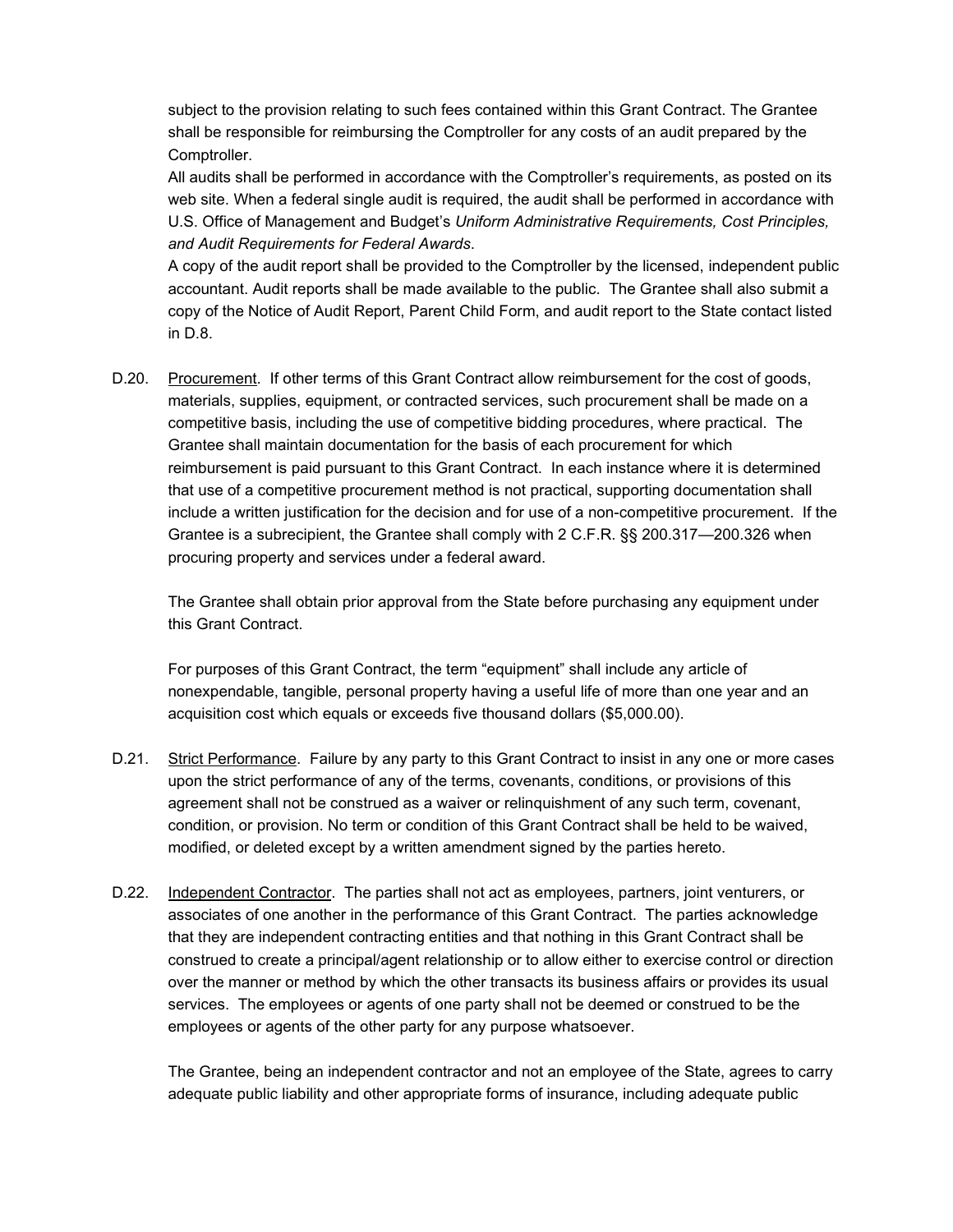subject to the provision relating to such fees contained within this Grant Contract. The Grantee shall be responsible for reimbursing the Comptroller for any costs of an audit prepared by the Comptroller.

All audits shall be performed in accordance with the Comptroller's requirements, as posted on its web site. When a federal single audit is required, the audit shall be performed in accordance with U.S. Office of Management and Budget's *Uniform Administrative Requirements, Cost Principles, and Audit Requirements for Federal Awards*.

A copy of the audit report shall be provided to the Comptroller by the licensed, independent public accountant. Audit reports shall be made available to the public. The Grantee shall also submit a copy of the Notice of Audit Report, Parent Child Form, and audit report to the State contact listed in D.8.

D.20. Procurement. If other terms of this Grant Contract allow reimbursement for the cost of goods, materials, supplies, equipment, or contracted services, such procurement shall be made on a competitive basis, including the use of competitive bidding procedures, where practical. The Grantee shall maintain documentation for the basis of each procurement for which reimbursement is paid pursuant to this Grant Contract. In each instance where it is determined that use of a competitive procurement method is not practical, supporting documentation shall include a written justification for the decision and for use of a non-competitive procurement. If the Grantee is a subrecipient, the Grantee shall comply with 2 C.F.R. §§ 200.317—200.326 when procuring property and services under a federal award.

The Grantee shall obtain prior approval from the State before purchasing any equipment under this Grant Contract.

For purposes of this Grant Contract, the term "equipment" shall include any article of nonexpendable, tangible, personal property having a useful life of more than one year and an acquisition cost which equals or exceeds five thousand dollars ($5,000.00).

D.21. Strict Performance. Failure by any party to this Grant Contract to insist in any one or more cases upon the strict performance of any of the terms, covenants, conditions, or provisions of this agreement shall not be construed as a waiver or relinquishment of any such term, covenant, condition, or provision. No term or condition of this Grant Contract shall be held to be waived, modified, or deleted except by a written amendment signed by the parties hereto.

D.22. Independent Contractor. The parties shall not act as employees, partners, joint venturers, or associates of one another in the performance of this Grant Contract. The parties acknowledge that they are independent contracting entities and that nothing in this Grant Contract shall be construed to create a principal/agent relationship or to allow either to exercise control or direction over the manner or method by which the other transacts its business affairs or provides its usual services. The employees or agents of one party shall not be deemed or construed to be the employees or agents of the other party for any purpose whatsoever.

The Grantee, being an independent contractor and not an employee of the State, agrees to carry adequate public liability and other appropriate forms of insurance, including adequate public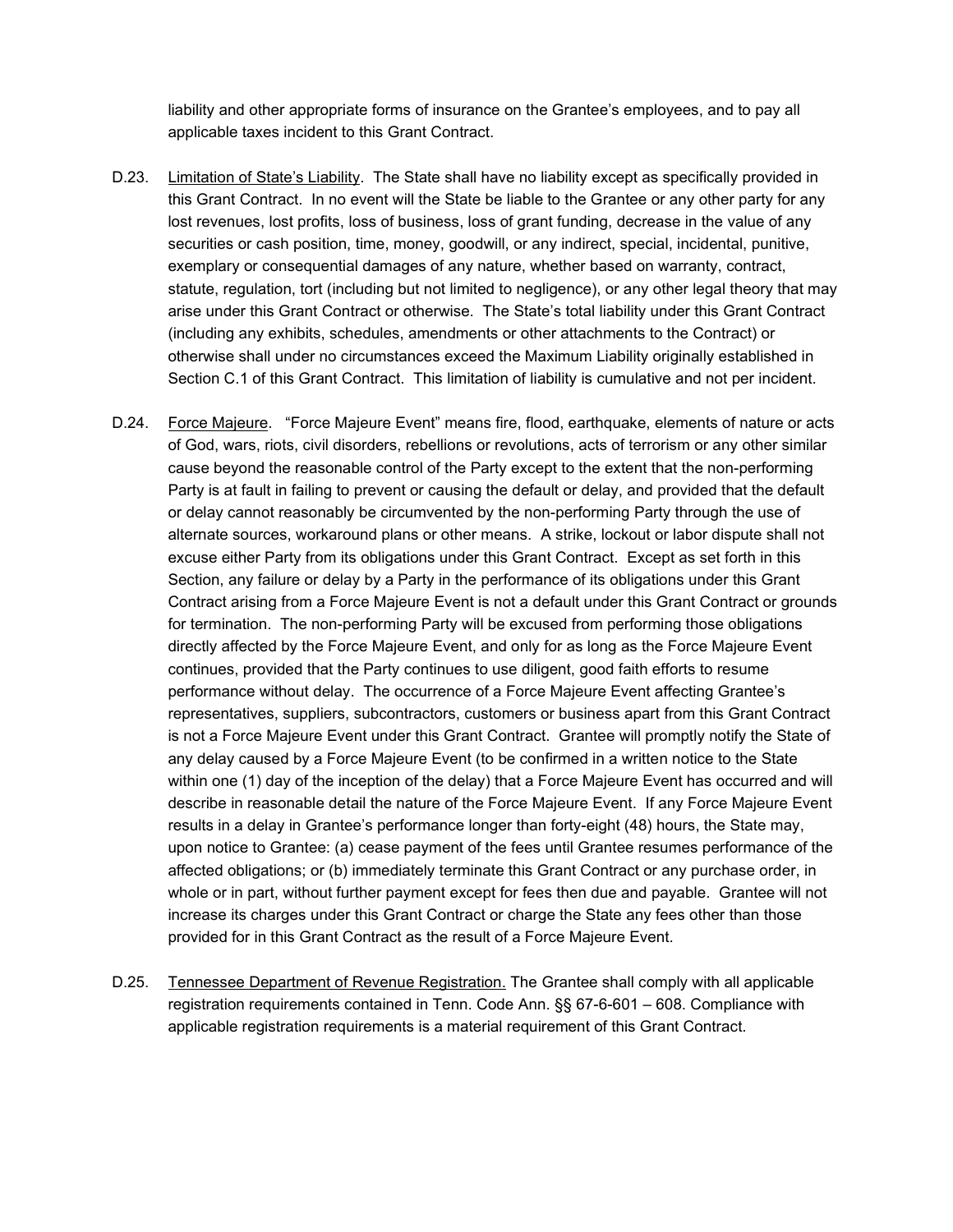liability and other appropriate forms of insurance on the Grantee's employees, and to pay all applicable taxes incident to this Grant Contract.

D.23. Limitation of State's Liability. The State shall have no liability except as specifically provided in this Grant Contract. In no event will the State be liable to the Grantee or any other party for any lost revenues, lost profits, loss of business, loss of grant funding, decrease in the value of any securities or cash position, time, money, goodwill, or any indirect, special, incidental, punitive, exemplary or consequential damages of any nature, whether based on warranty, contract, statute, regulation, tort (including but not limited to negligence), or any other legal theory that may arise under this Grant Contract or otherwise. The State's total liability under this Grant Contract (including any exhibits, schedules, amendments or other attachments to the Contract) or otherwise shall under no circumstances exceed the Maximum Liability originally established in Section C.1 of this Grant Contract. This limitation of liability is cumulative and not per incident.

D.24. Force Majeure. "Force Majeure Event" means fire, flood, earthquake, elements of nature or acts of God, wars, riots, civil disorders, rebellions or revolutions, acts of terrorism or any other similar cause beyond the reasonable control of the Party except to the extent that the non-performing Party is at fault in failing to prevent or causing the default or delay, and provided that the default or delay cannot reasonably be circumvented by the non-performing Party through the use of alternate sources, workaround plans or other means. A strike, lockout or labor dispute shall not excuse either Party from its obligations under this Grant Contract. Except as set forth in this Section, any failure or delay by a Party in the performance of its obligations under this Grant Contract arising from a Force Majeure Event is not a default under this Grant Contract or grounds for termination. The non-performing Party will be excused from performing those obligations directly affected by the Force Majeure Event, and only for as long as the Force Majeure Event continues, provided that the Party continues to use diligent, good faith efforts to resume performance without delay. The occurrence of a Force Majeure Event affecting Grantee's representatives, suppliers, subcontractors, customers or business apart from this Grant Contract is not a Force Majeure Event under this Grant Contract. Grantee will promptly notify the State of any delay caused by a Force Majeure Event (to be confirmed in a written notice to the State within one (1) day of the inception of the delay) that a Force Majeure Event has occurred and will describe in reasonable detail the nature of the Force Majeure Event. If any Force Majeure Event results in a delay in Grantee's performance longer than forty-eight (48) hours, the State may, upon notice to Grantee: (a) cease payment of the fees until Grantee resumes performance of the affected obligations; or (b) immediately terminate this Grant Contract or any purchase order, in whole or in part, without further payment except for fees then due and payable. Grantee will not increase its charges under this Grant Contract or charge the State any fees other than those provided for in this Grant Contract as the result of a Force Majeure Event.

D.25. Tennessee Department of Revenue Registration. The Grantee shall comply with all applicable registration requirements contained in Tenn. Code Ann. §§ 67-6-601 – 608. Compliance with applicable registration requirements is a material requirement of this Grant Contract.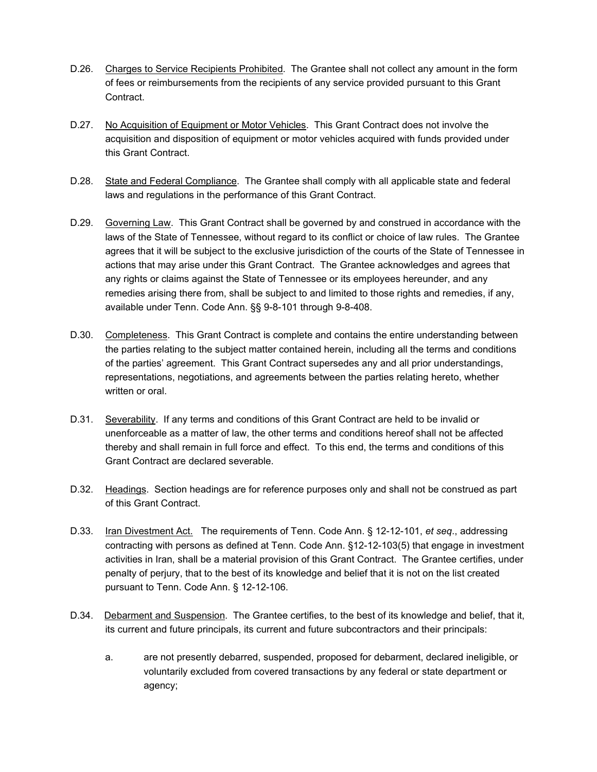D.26. Charges to Service Recipients Prohibited. The Grantee shall not collect any amount in the form of fees or reimbursements from the recipients of any service provided pursuant to this Grant Contract.

D.27. No Acquisition of Equipment or Motor Vehicles. This Grant Contract does not involve the acquisition and disposition of equipment or motor vehicles acquired with funds provided under this Grant Contract.

D.28. State and Federal Compliance. The Grantee shall comply with all applicable state and federal laws and regulations in the performance of this Grant Contract.

D.29. Governing Law. This Grant Contract shall be governed by and construed in accordance with the laws of the State of Tennessee, without regard to its conflict or choice of law rules. The Grantee agrees that it will be subject to the exclusive jurisdiction of the courts of the State of Tennessee in actions that may arise under this Grant Contract. The Grantee acknowledges and agrees that any rights or claims against the State of Tennessee or its employees hereunder, and any remedies arising there from, shall be subject to and limited to those rights and remedies, if any, available under Tenn. Code Ann. §§ 9-8-101 through 9-8-408.

D.30. Completeness. This Grant Contract is complete and contains the entire understanding between the parties relating to the subject matter contained herein, including all the terms and conditions of the parties' agreement. This Grant Contract supersedes any and all prior understandings, representations, negotiations, and agreements between the parties relating hereto, whether written or oral.

D.31. Severability. If any terms and conditions of this Grant Contract are held to be invalid or unenforceable as a matter of law, the other terms and conditions hereof shall not be affected thereby and shall remain in full force and effect. To this end, the terms and conditions of this Grant Contract are declared severable.

D.32. Headings. Section headings are for reference purposes only and shall not be construed as part of this Grant Contract.

D.33. Iran Divestment Act. The requirements of Tenn. Code Ann. § 12-12-101, *et seq*., addressing contracting with persons as defined at Tenn. Code Ann. §12-12-103(5) that engage in investment activities in Iran, shall be a material provision of this Grant Contract. The Grantee certifies, under penalty of perjury, that to the best of its knowledge and belief that it is not on the list created pursuant to Tenn. Code Ann. § 12-12-106.

D.34. Debarment and Suspension. The Grantee certifies, to the best of its knowledge and belief, that it, its current and future principals, its current and future subcontractors and their principals:

a. are not presently debarred, suspended, proposed for debarment, declared ineligible, or voluntarily excluded from covered transactions by any federal or state department or agency;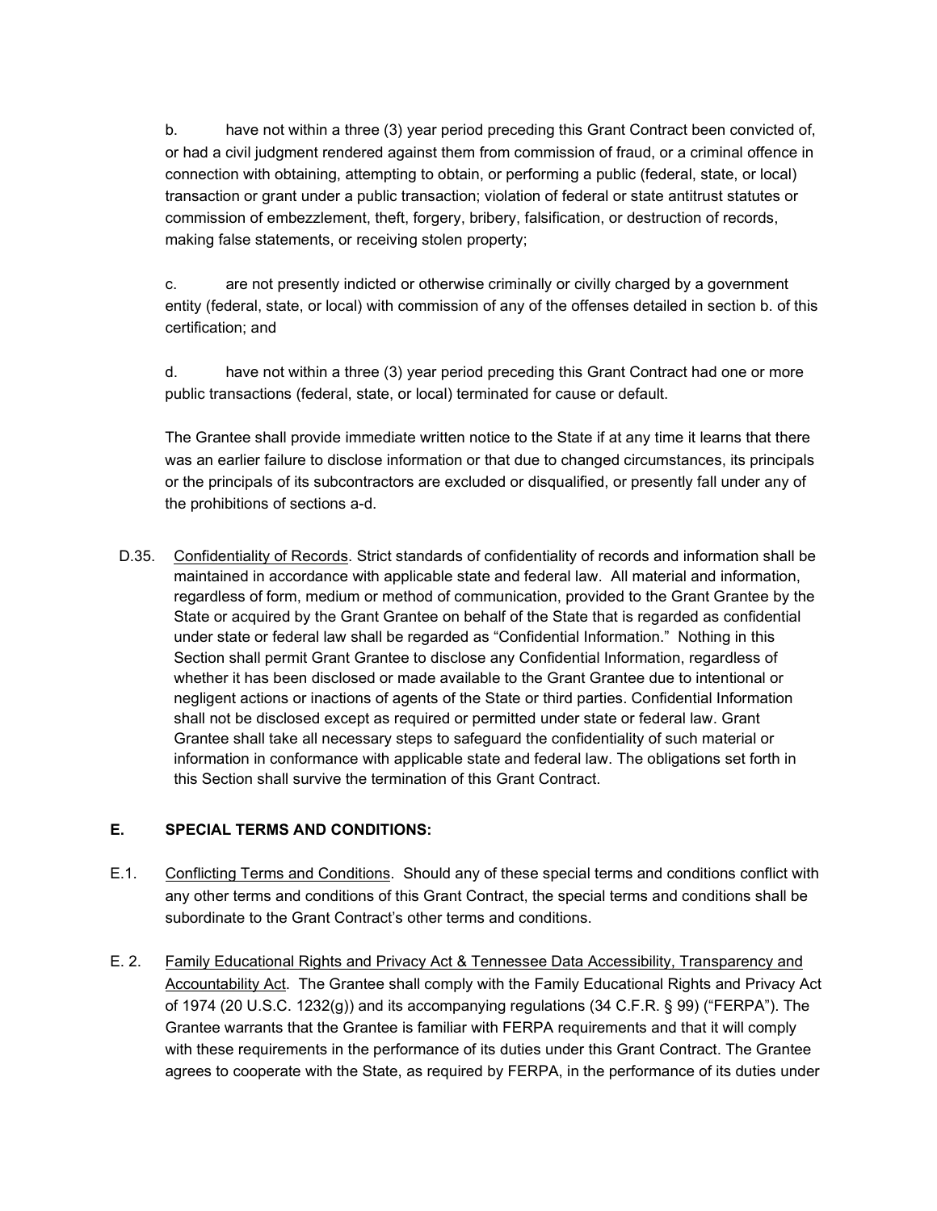b. have not within a three (3) year period preceding this Grant Contract been convicted of, or had a civil judgment rendered against them from commission of fraud, or a criminal offence in connection with obtaining, attempting to obtain, or performing a public (federal, state, or local) transaction or grant under a public transaction; violation of federal or state antitrust statutes or commission of embezzlement, theft, forgery, bribery, falsification, or destruction of records, making false statements, or receiving stolen property;

c. are not presently indicted or otherwise criminally or civilly charged by a government entity (federal, state, or local) with commission of any of the offenses detailed in section b. of this certification; and

d. have not within a three (3) year period preceding this Grant Contract had one or more public transactions (federal, state, or local) terminated for cause or default.

The Grantee shall provide immediate written notice to the State if at any time it learns that there was an earlier failure to disclose information or that due to changed circumstances, its principals or the principals of its subcontractors are excluded or disqualified, or presently fall under any of the prohibitions of sections a-d.

D.35. Confidentiality of Records. Strict standards of confidentiality of records and information shall be maintained in accordance with applicable state and federal law. All material and information, regardless of form, medium or method of communication, provided to the Grant Grantee by the State or acquired by the Grant Grantee on behalf of the State that is regarded as confidential under state or federal law shall be regarded as "Confidential Information." Nothing in this Section shall permit Grant Grantee to disclose any Confidential Information, regardless of whether it has been disclosed or made available to the Grant Grantee due to intentional or negligent actions or inactions of agents of the State or third parties. Confidential Information shall not be disclosed except as required or permitted under state or federal law. Grant Grantee shall take all necessary steps to safeguard the confidentiality of such material or information in conformance with applicable state and federal law. The obligations set forth in this Section shall survive the termination of this Grant Contract.

## E. SPECIAL TERMS AND CONDITIONS:

E.1. Conflicting Terms and Conditions. Should any of these special terms and conditions conflict with any other terms and conditions of this Grant Contract, the special terms and conditions shall be subordinate to the Grant Contract's other terms and conditions.

E. 2. Family Educational Rights and Privacy Act & Tennessee Data Accessibility, Transparency and Accountability Act. The Grantee shall comply with the Family Educational Rights and Privacy Act of 1974 (20 U.S.C. 1232(g)) and its accompanying regulations (34 C.F.R. § 99) ("FERPA"). The Grantee warrants that the Grantee is familiar with FERPA requirements and that it will comply with these requirements in the performance of its duties under this Grant Contract. The Grantee agrees to cooperate with the State, as required by FERPA, in the performance of its duties under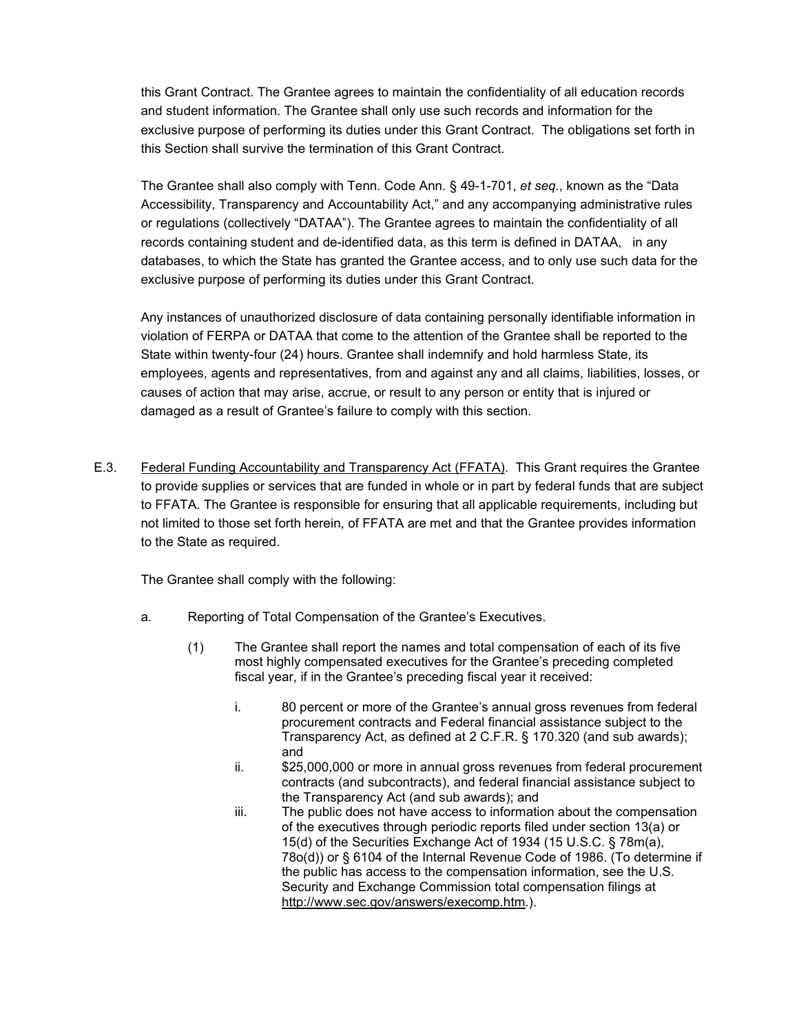this Grant Contract. The Grantee agrees to maintain the confidentiality of all education records and student information. The Grantee shall only use such records and information for the exclusive purpose of performing its duties under this Grant Contract. The obligations set forth in this Section shall survive the termination of this Grant Contract.

The Grantee shall also comply with Tenn. Code Ann. § 49-1-701, *et seq.*, known as the "Data Accessibility, Transparency and Accountability Act," and any accompanying administrative rules or regulations (collectively "DATAA"). The Grantee agrees to maintain the confidentiality of all records containing student and de-identified data, as this term is defined in DATAA, in any databases, to which the State has granted the Grantee access, and to only use such data for the exclusive purpose of performing its duties under this Grant Contract.

Any instances of unauthorized disclosure of data containing personally identifiable information in violation of FERPA or DATAA that come to the attention of the Grantee shall be reported to the State within twenty-four (24) hours. Grantee shall indemnify and hold harmless State, its employees, agents and representatives, from and against any and all claims, liabilities, losses, or causes of action that may arise, accrue, or result to any person or entity that is injured or damaged as a result of Grantee's failure to comply with this section.

E.3. Federal Funding Accountability and Transparency Act (FFATA). This Grant requires the Grantee to provide supplies or services that are funded in whole or in part by federal funds that are subject to FFATA. The Grantee is responsible for ensuring that all applicable requirements, including but not limited to those set forth herein, of FFATA are met and that the Grantee provides information to the State as required.

The Grantee shall comply with the following:

a. Reporting of Total Compensation of the Grantee's Executives.

(1) The Grantee shall report the names and total compensation of each of its five most highly compensated executives for the Grantee's preceding completed fiscal year, if in the Grantee's preceding fiscal year it received:

i. 80 percent or more of the Grantee's annual gross revenues from federal procurement contracts and Federal financial assistance subject to the Transparency Act, as defined at 2 C.F.R. § 170.320 (and sub awards); and

ii. $25,000,000 or more in annual gross revenues from federal procurement contracts (and subcontracts), and federal financial assistance subject to the Transparency Act (and sub awards); and

iii. The public does not have access to information about the compensation of the executives through periodic reports filed under section 13(a) or 15(d) of the Securities Exchange Act of 1934 (15 U.S.C. § 78m(a), 78o(d)) or § 6104 of the Internal Revenue Code of 1986. (To determine if the public has access to the compensation information, see the U.S. Security and Exchange Commission total compensation filings at http://www.sec.gov/answers/execomp.htm.).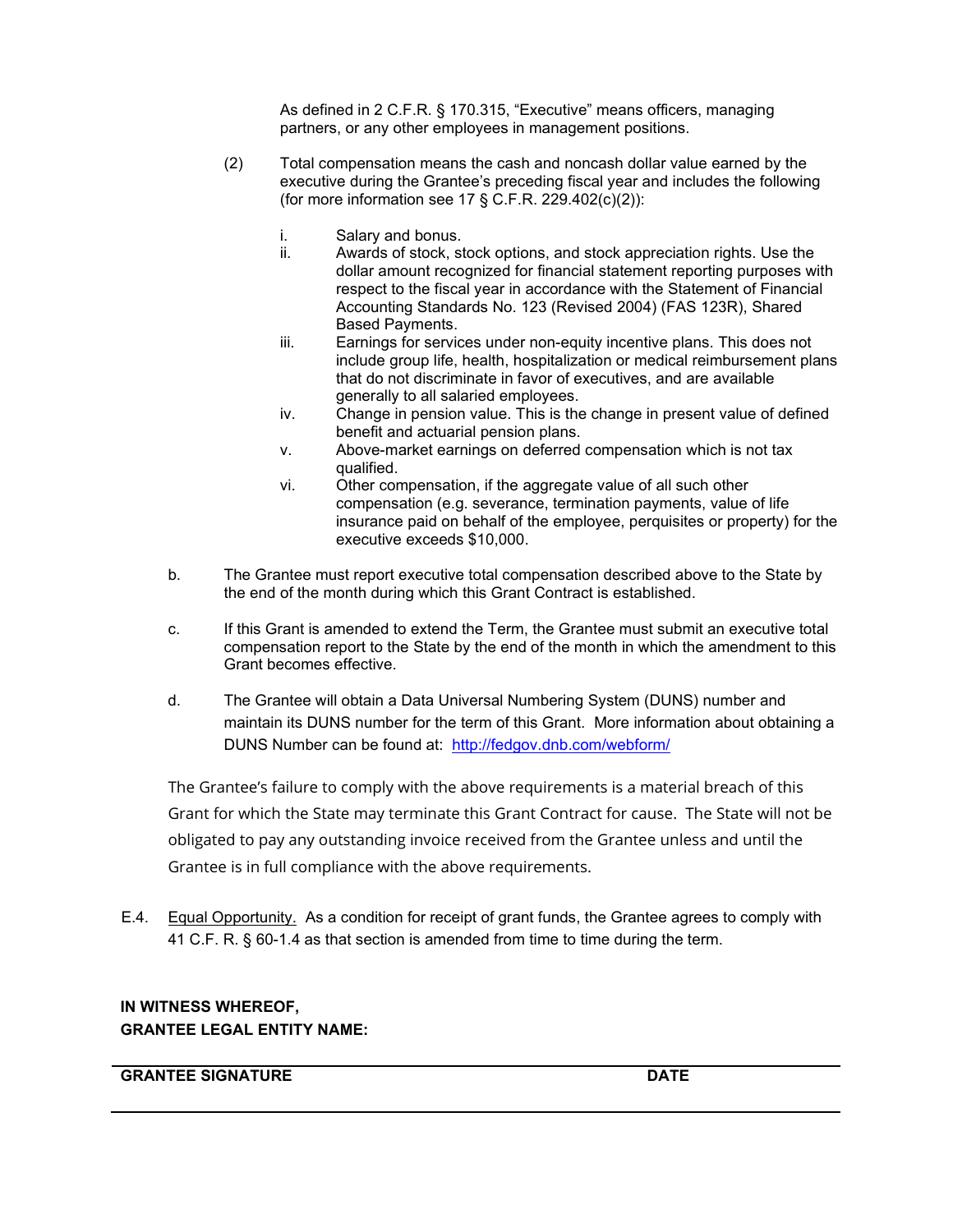As defined in 2 C.F.R. § 170.315, “Executive” means officers, managing partners, or any other employees in management positions.

(2) Total compensation means the cash and noncash dollar value earned by the executive during the Grantee’s preceding fiscal year and includes the following (for more information see 17 § C.F.R. 229.402(c)(2)):

i. Salary and bonus.

ii. Awards of stock, stock options, and stock appreciation rights. Use the dollar amount recognized for financial statement reporting purposes with respect to the fiscal year in accordance with the Statement of Financial Accounting Standards No. 123 (Revised 2004) (FAS 123R), Shared Based Payments.

iii. Earnings for services under non-equity incentive plans. This does not include group life, health, hospitalization or medical reimbursement plans that do not discriminate in favor of executives, and are available generally to all salaried employees.

iv. Change in pension value. This is the change in present value of defined benefit and actuarial pension plans.

v. Above-market earnings on deferred compensation which is not tax qualified.

vi. Other compensation, if the aggregate value of all such other compensation (e.g. severance, termination payments, value of life insurance paid on behalf of the employee, perquisites or property) for the executive exceeds $10,000.

b. The Grantee must report executive total compensation described above to the State by the end of the month during which this Grant Contract is established.

c. If this Grant is amended to extend the Term, the Grantee must submit an executive total compensation report to the State by the end of the month in which the amendment to this Grant becomes effective.

d. The Grantee will obtain a Data Universal Numbering System (DUNS) number and maintain its DUNS number for the term of this Grant. More information about obtaining a DUNS Number can be found at: [http://fedgov.dnb.com/webform/](http://fedgov.dnb.com/webform/)

The Grantee’s failure to comply with the above requirements is a material breach of this Grant for which the State may terminate this Grant Contract for cause. The State will not be obligated to pay any outstanding invoice received from the Grantee unless and until the Grantee is in full compliance with the above requirements.

E.4. Equal Opportunity. As a condition for receipt of grant funds, the Grantee agrees to comply with 41 C.F. R. § 60-1.4 as that section is amended from time to time during the term.

**IN WITNESS WHEREOF,**
**GRANTEE LEGAL ENTITY NAME:**

| GRANTEE SIGNATURE | DATE |
|---|---|
| | |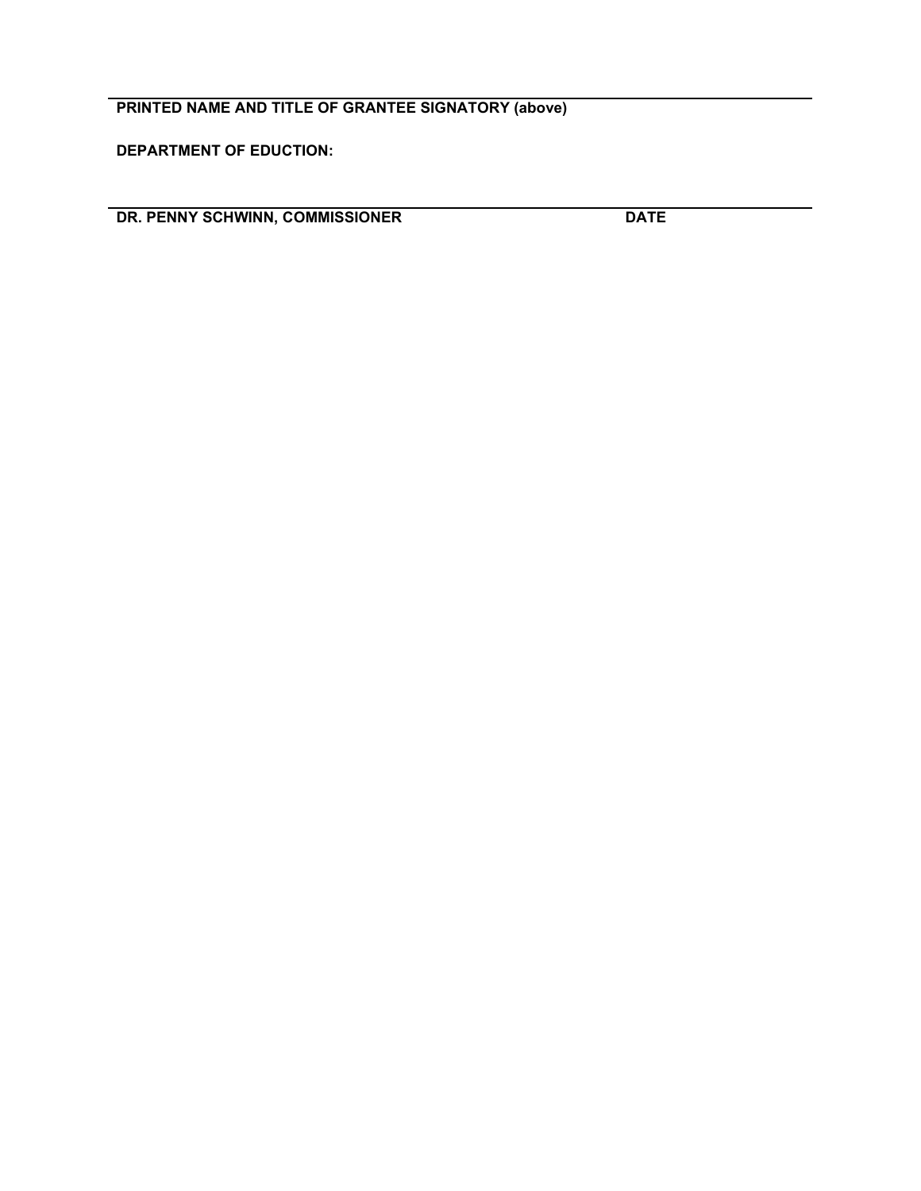___

**PRINTED NAME AND TITLE OF GRANTEE SIGNATORY (above)**

**DEPARTMENT OF EDUCTION:**

___

**DR. PENNY SCHWINN, COMMISSIONER** **DATE**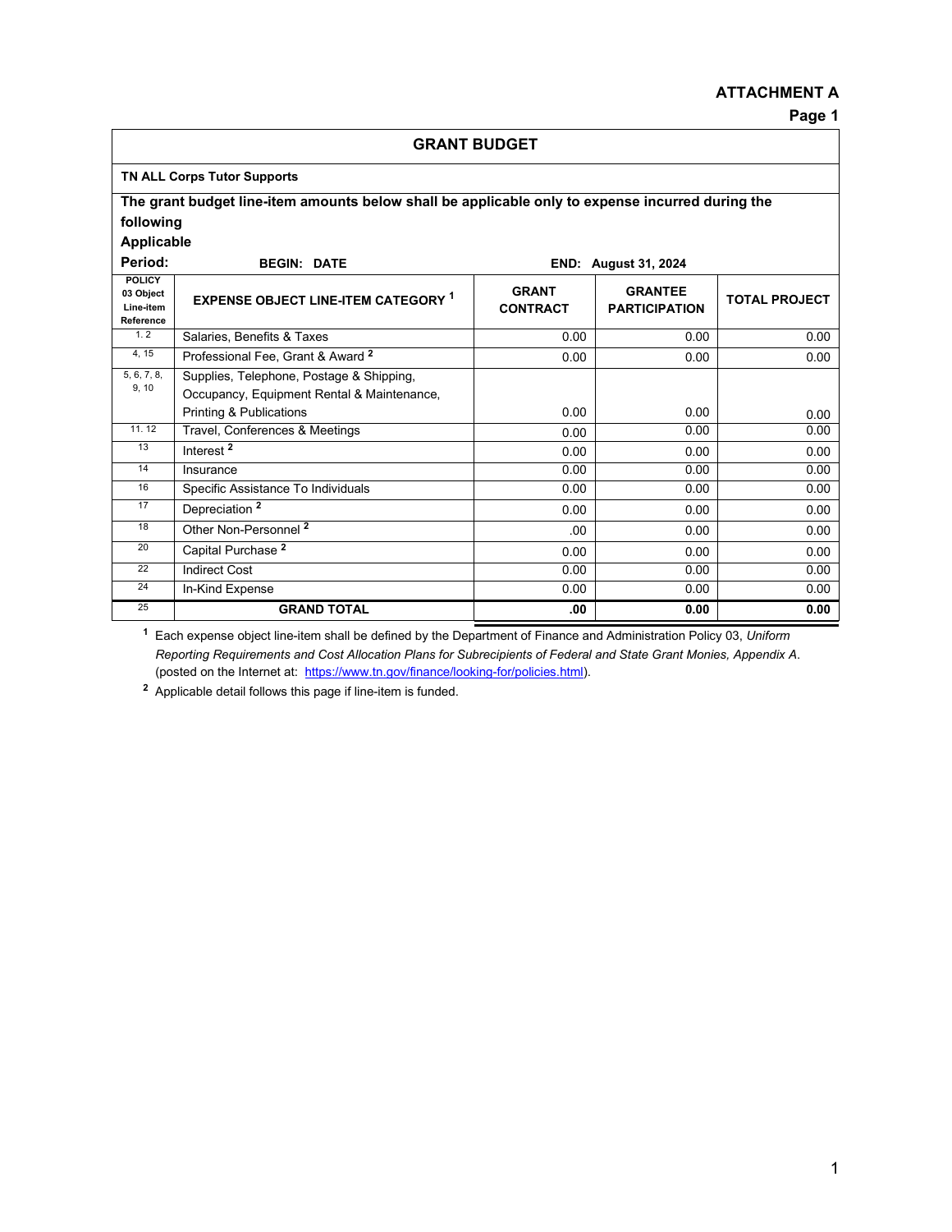**ATTACHMENT A**

**Page 1**

| **GRANT BUDGET** | | | | |
|---|---|---|---|---|
| **TN ALL Corps Tutor Supports** | | | | |
| **The grant budget line-item amounts below shall be applicable only to expense incurred during the following Applicable Period:** | **BEGIN: DATE** | | **END: August 31, 2024** | |
| **POLICY 03 Object Line-item Reference** | **EXPENSE OBJECT LINE-ITEM CATEGORY [1]** | **GRANT CONTRACT** | **GRANTEE PARTICIPATION** | **TOTAL PROJECT** |
| 1. 2 | Salaries, Benefits & Taxes | 0.00 | 0.00 | 0.00 |
| 4, 15 | Professional Fee, Grant & Award [2] | 0.00 | 0.00 | 0.00 |
| 5, 6, 7, 8, 9, 10 | Supplies, Telephone, Postage & Shipping, Occupancy, Equipment Rental & Maintenance, Printing & Publications | 0.00 | 0.00 | 0.00 |
| 11. 12 | Travel, Conferences & Meetings | 0.00 | 0.00 | 0.00 |
| 13 | Interest [2] | 0.00 | 0.00 | 0.00 |
| 14 | Insurance | 0.00 | 0.00 | 0.00 |
| 16 | Specific Assistance To Individuals | 0.00 | 0.00 | 0.00 |
| 17 | Depreciation [2] | 0.00 | 0.00 | 0.00 |
| 18 | Other Non-Personnel [2] | .00 | 0.00 | 0.00 |
| 20 | Capital Purchase [2] | 0.00 | 0.00 | 0.00 |
| 22 | Indirect Cost | 0.00 | 0.00 | 0.00 |
| 24 | In-Kind Expense | 0.00 | 0.00 | 0.00 |
| 25 | **GRAND TOTAL** | **.00** | **0.00** | **0.00** |

[1] Each expense object line-item shall be defined by the Department of Finance and Administration Policy 03, *Uniform Reporting Requirements and Cost Allocation Plans for Subrecipients of Federal and State Grant Monies, Appendix A*. (posted on the Internet at: https://www.tn.gov/finance/looking-for/policies.html).

[2] Applicable detail follows this page if line-item is funded.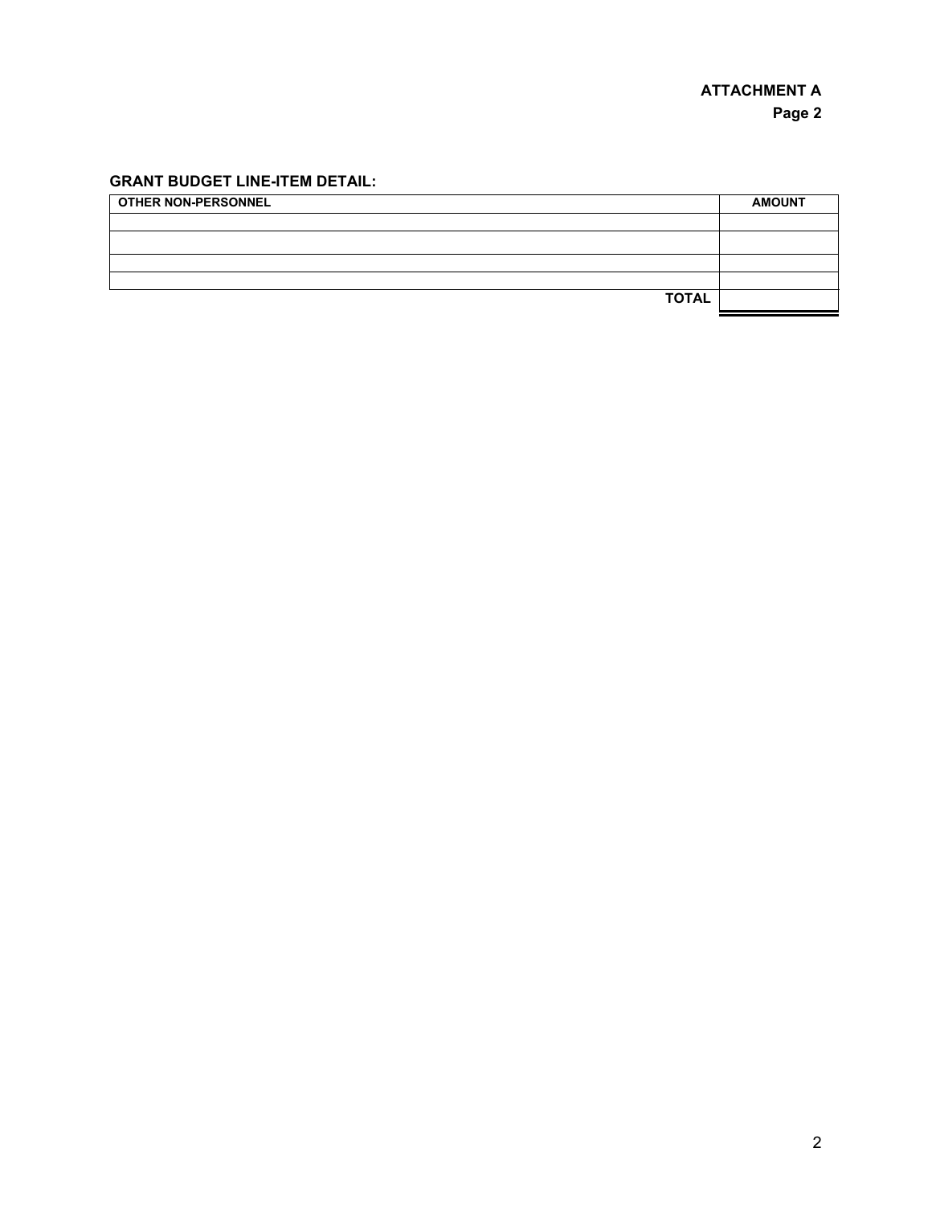**ATTACHMENT A**
**Page 2**

**GRANT BUDGET LINE-ITEM DETAIL:**

| OTHER NON-PERSONNEL | AMOUNT |
|---|---|
| | |
| | |
| | |
| | |
| **TOTAL** | |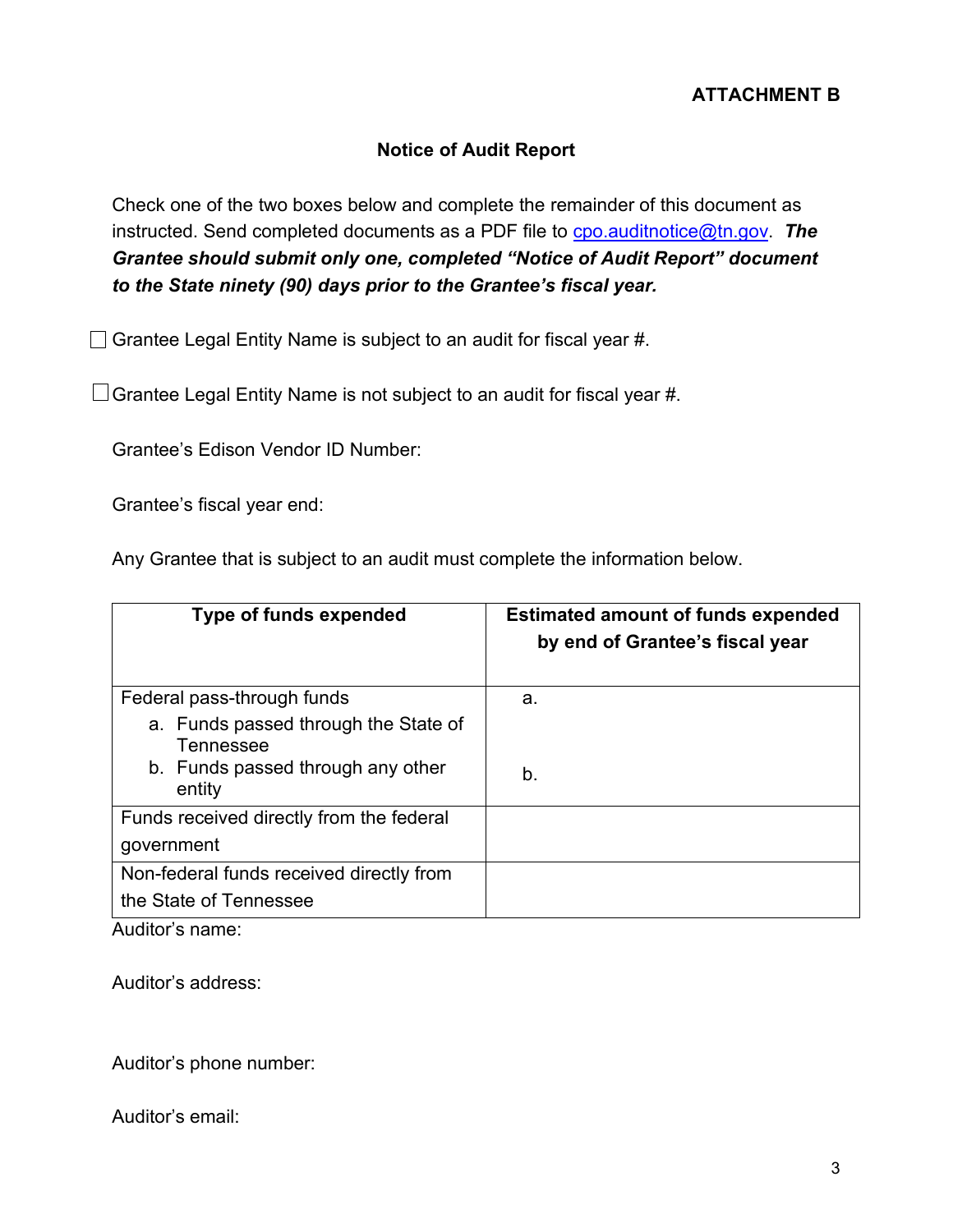**ATTACHMENT B**

**Notice of Audit Report**

Check one of the two boxes below and complete the remainder of this document as instructed. Send completed documents as a PDF file to cpo.auditnotice@tn.gov. ***The Grantee should submit only one, completed "Notice of Audit Report" document to the State ninety (90) days prior to the Grantee's fiscal year.***

☐ Grantee Legal Entity Name is subject to an audit for fiscal year #.

☐ Grantee Legal Entity Name is not subject to an audit for fiscal year #.

Grantee's Edison Vendor ID Number:

Grantee's fiscal year end:

Any Grantee that is subject to an audit must complete the information below.

| **Type of funds expended** | **Estimated amount of funds expended by end of Grantee's fiscal year** |
|---|---|
| Federal pass-through funds<br>a. Funds passed through the State of Tennessee<br>b. Funds passed through any other entity | a.<br><br>b. |
| Funds received directly from the federal government | |
| Non-federal funds received directly from the State of Tennessee | |

Auditor's name:

Auditor's address:

Auditor's phone number:

Auditor's email: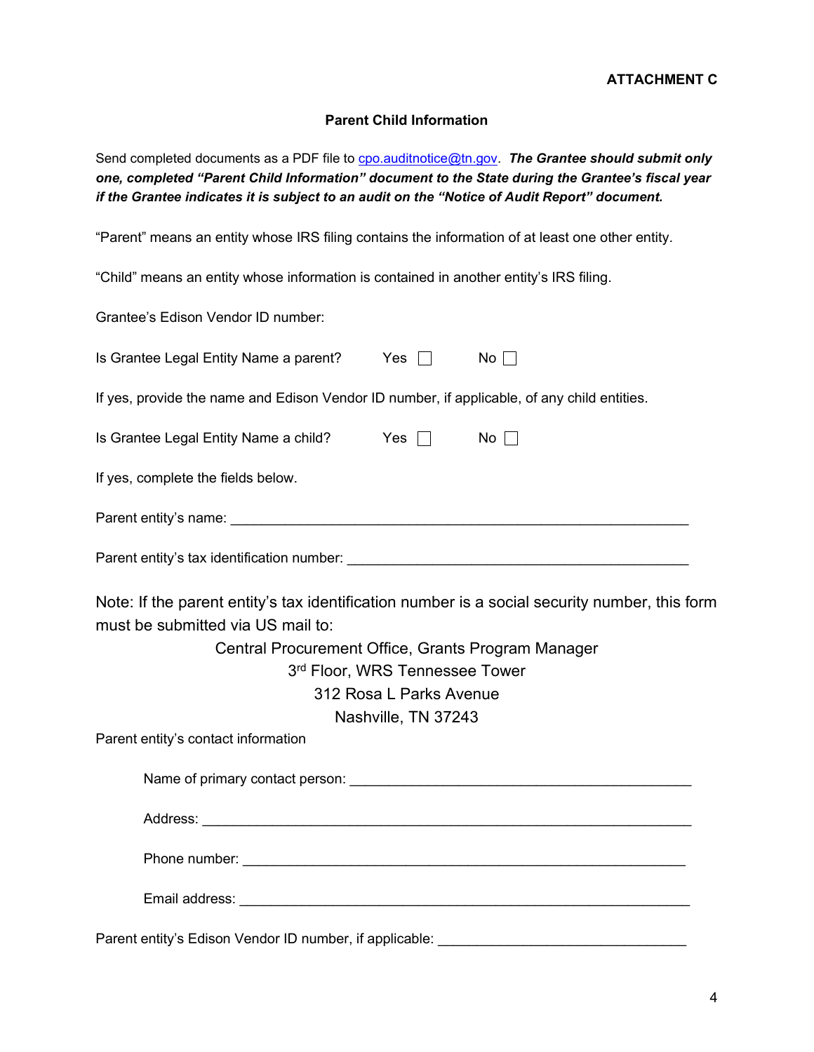**ATTACHMENT C**

**Parent Child Information**

Send completed documents as a PDF file to cpo.auditnotice@tn.gov. ***The Grantee should submit only one, completed "Parent Child Information" document to the State during the Grantee's fiscal year if the Grantee indicates it is subject to an audit on the "Notice of Audit Report" document.***

"Parent" means an entity whose IRS filing contains the information of at least one other entity.

"Child" means an entity whose information is contained in another entity's IRS filing.

Grantee's Edison Vendor ID number:

Is Grantee Legal Entity Name a parent? Yes ☐ No ☐

If yes, provide the name and Edison Vendor ID number, if applicable, of any child entities.

Is Grantee Legal Entity Name a child? Yes ☐ No ☐

If yes, complete the fields below.

Parent entity's name: ______________________________________________________________

Parent entity's tax identification number: ____________________________________________

Note: If the parent entity's tax identification number is a social security number, this form must be submitted via US mail to:

Central Procurement Office, Grants Program Manager  
3rd Floor, WRS Tennessee Tower  
312 Rosa L Parks Avenue  
Nashville, TN 37243

Parent entity's contact information

Name of primary contact person: ____________________________________________

Address: ______________________________________________________________

Phone number: _________________________________________________________

Email address: _________________________________________________________

Parent entity's Edison Vendor ID number, if applicable: ______________________________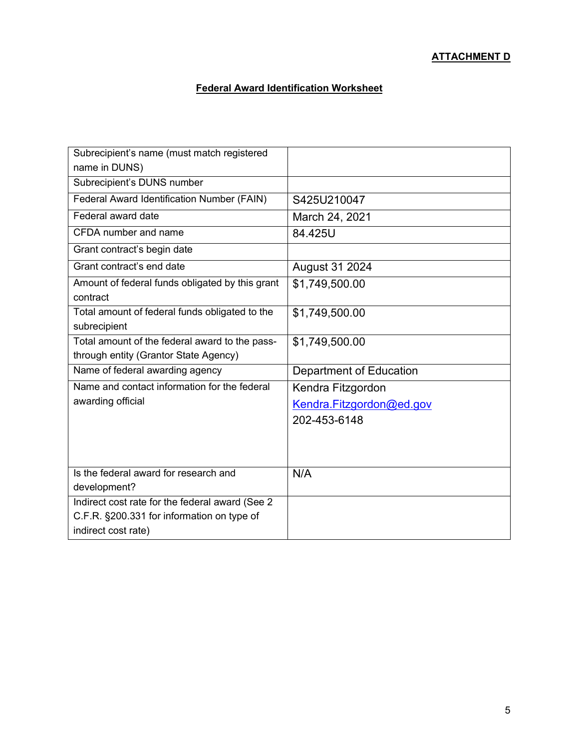**ATTACHMENT D**

## Federal Award Identification Worksheet

| | |
|---|---|
| Subrecipient's name (must match registered name in DUNS) | |
| Subrecipient's DUNS number | |
| Federal Award Identification Number (FAIN) | S425U210047 |
| Federal award date | March 24, 2021 |
| CFDA number and name | 84.425U |
| Grant contract's begin date | |
| Grant contract's end date | August 31 2024 |
| Amount of federal funds obligated by this grant contract | $1,749,500.00 |
| Total amount of federal funds obligated to the subrecipient | $1,749,500.00 |
| Total amount of the federal award to the pass-through entity (Grantor State Agency) | $1,749,500.00 |
| Name of federal awarding agency | Department of Education |
| Name and contact information for the federal awarding official | Kendra Fitzgordon<br>Kendra.Fitzgordon@ed.gov<br>202-453-6148 |
| Is the federal award for research and development? | N/A |
| Indirect cost rate for the federal award (See 2 C.F.R. §200.331 for information on type of indirect cost rate) | |